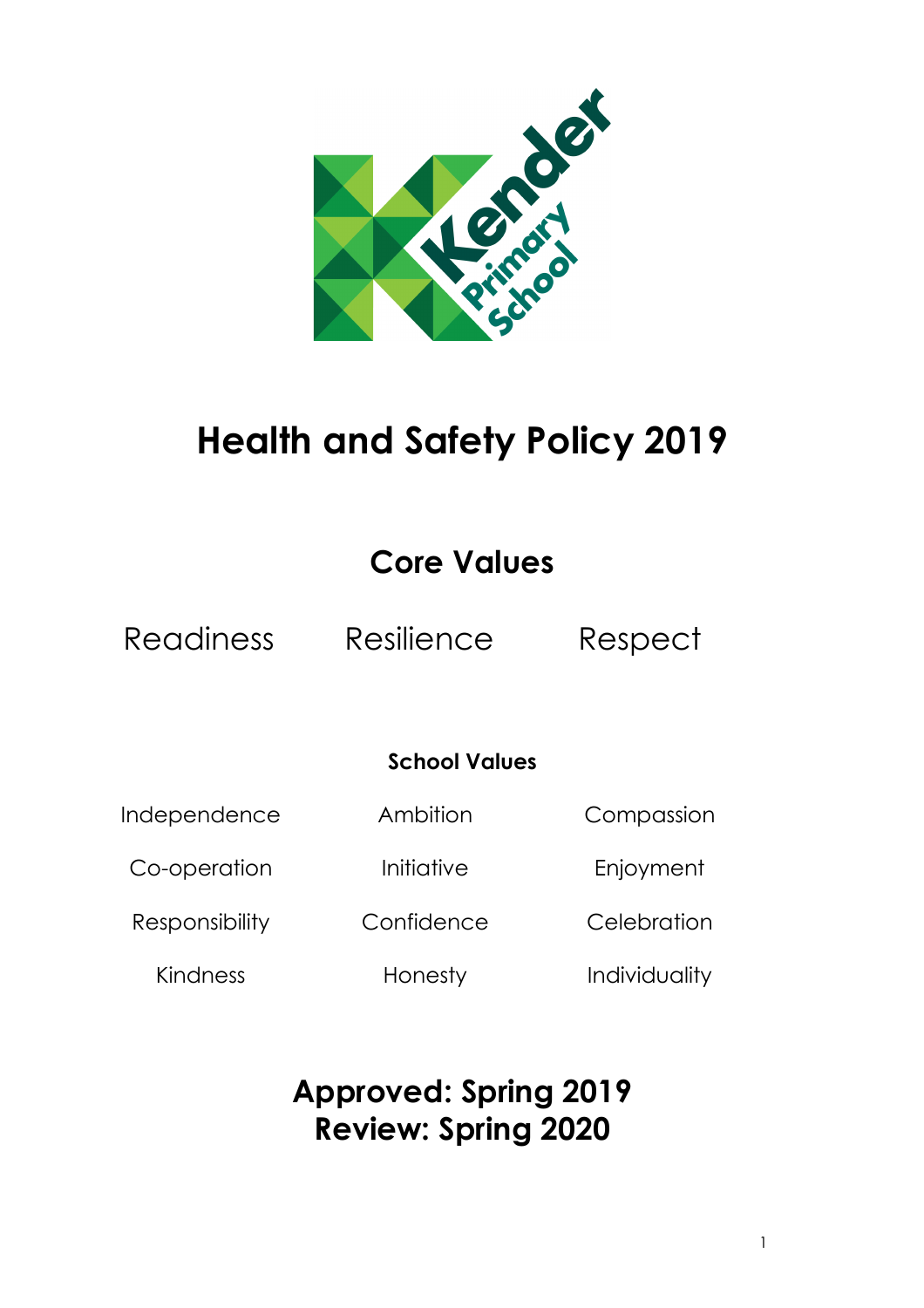# Health and Safety Policy 2019

## Core Values

Readiness Resilience Respect

**School Values**

| | | |
|---|---|---|
| Independence | Ambition | Compassion |
| Co-operation | Initiative | Enjoyment |
| Responsibility | Confidence | Celebration |
| Kindness | Honesty | Individuality |

## Approved: Spring 2019
## Review: Spring 2020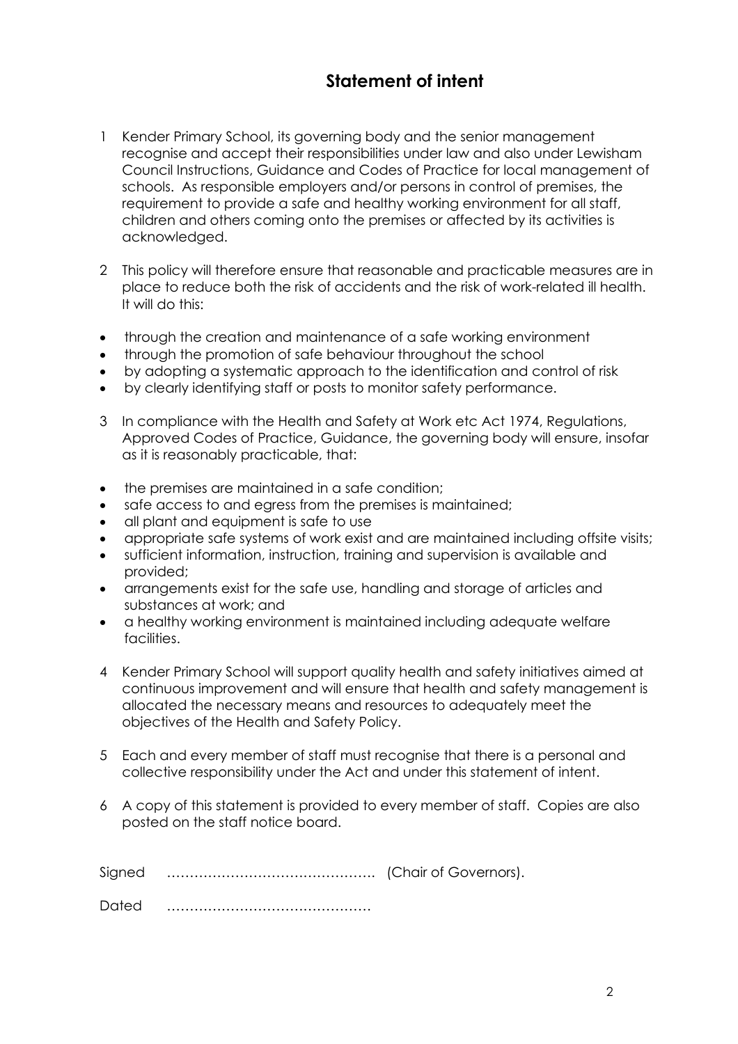## Statement of intent

1 Kender Primary School, its governing body and the senior management recognise and accept their responsibilities under law and also under Lewisham Council Instructions, Guidance and Codes of Practice for local management of schools. As responsible employers and/or persons in control of premises, the requirement to provide a safe and healthy working environment for all staff, children and others coming onto the premises or affected by its activities is acknowledged.

2 This policy will therefore ensure that reasonable and practicable measures are in place to reduce both the risk of accidents and the risk of work-related ill health. It will do this:

- through the creation and maintenance of a safe working environment
- through the promotion of safe behaviour throughout the school
- by adopting a systematic approach to the identification and control of risk
- by clearly identifying staff or posts to monitor safety performance.

3 In compliance with the Health and Safety at Work etc Act 1974, Regulations, Approved Codes of Practice, Guidance, the governing body will ensure, insofar as it is reasonably practicable, that:

- the premises are maintained in a safe condition;
- safe access to and egress from the premises is maintained;
- all plant and equipment is safe to use
- appropriate safe systems of work exist and are maintained including offsite visits;
- sufficient information, instruction, training and supervision is available and provided;
- arrangements exist for the safe use, handling and storage of articles and substances at work; and
- a healthy working environment is maintained including adequate welfare facilities.

4 Kender Primary School will support quality health and safety initiatives aimed at continuous improvement and will ensure that health and safety management is allocated the necessary means and resources to adequately meet the objectives of the Health and Safety Policy.

5 Each and every member of staff must recognise that there is a personal and collective responsibility under the Act and under this statement of intent.

6 A copy of this statement is provided to every member of staff. Copies are also posted on the staff notice board.

Signed ………………………………………. (Chair of Governors).

Dated ………………………………………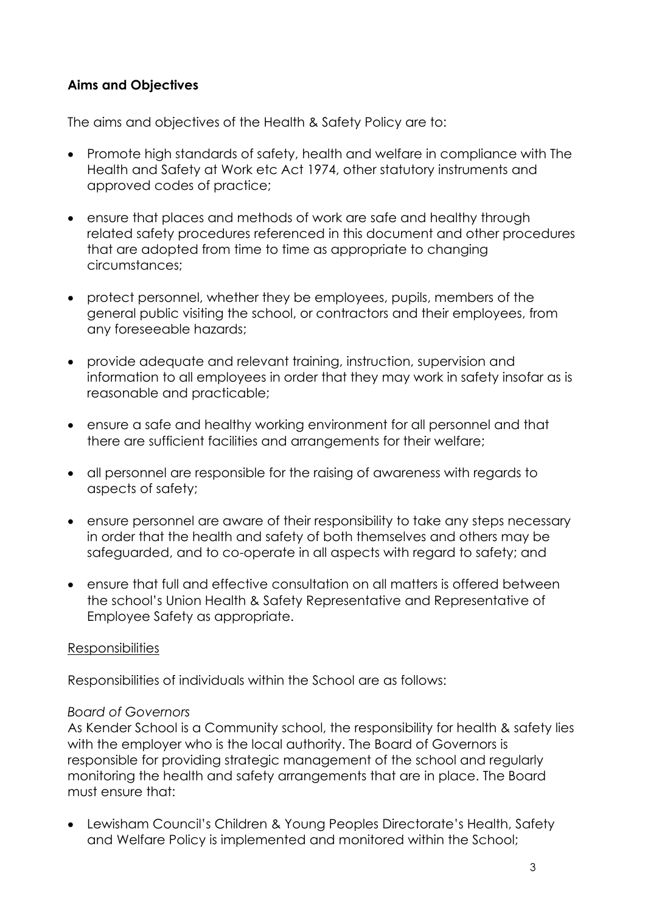**Aims and Objectives**

The aims and objectives of the Health & Safety Policy are to:

- Promote high standards of safety, health and welfare in compliance with The Health and Safety at Work etc Act 1974, other statutory instruments and approved codes of practice;
- ensure that places and methods of work are safe and healthy through related safety procedures referenced in this document and other procedures that are adopted from time to time as appropriate to changing circumstances;
- protect personnel, whether they be employees, pupils, members of the general public visiting the school, or contractors and their employees, from any foreseeable hazards;
- provide adequate and relevant training, instruction, supervision and information to all employees in order that they may work in safety insofar as is reasonable and practicable;
- ensure a safe and healthy working environment for all personnel and that there are sufficient facilities and arrangements for their welfare;
- all personnel are responsible for the raising of awareness with regards to aspects of safety;
- ensure personnel are aware of their responsibility to take any steps necessary in order that the health and safety of both themselves and others may be safeguarded, and to co-operate in all aspects with regard to safety; and
- ensure that full and effective consultation on all matters is offered between the school's Union Health & Safety Representative and Representative of Employee Safety as appropriate.

<u>Responsibilities</u>

Responsibilities of individuals within the School are as follows:

*Board of Governors*
As Kender School is a Community school, the responsibility for health & safety lies with the employer who is the local authority. The Board of Governors is responsible for providing strategic management of the school and regularly monitoring the health and safety arrangements that are in place. The Board must ensure that:

- Lewisham Council's Children & Young Peoples Directorate's Health, Safety and Welfare Policy is implemented and monitored within the School;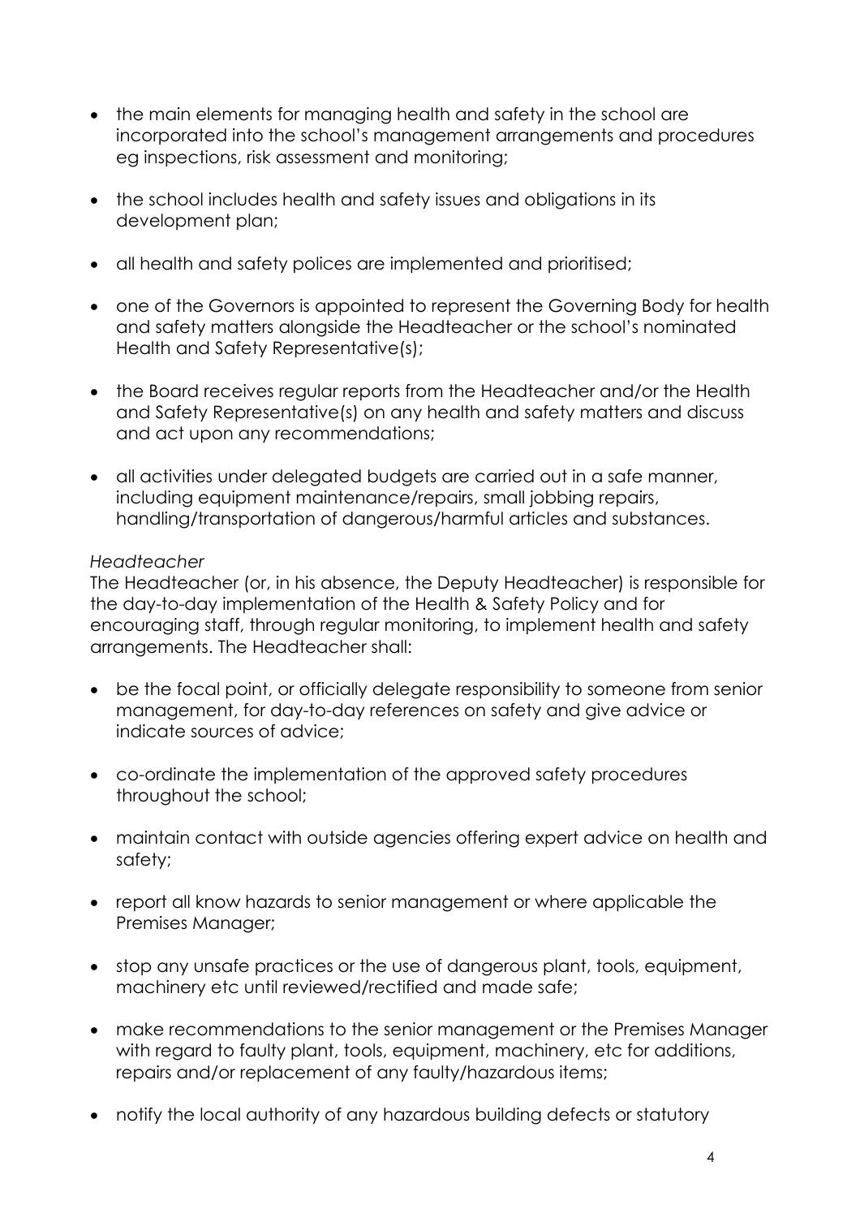- the main elements for managing health and safety in the school are incorporated into the school's management arrangements and procedures eg inspections, risk assessment and monitoring;

- the school includes health and safety issues and obligations in its development plan;

- all health and safety polices are implemented and prioritised;

- one of the Governors is appointed to represent the Governing Body for health and safety matters alongside the Headteacher or the school's nominated Health and Safety Representative(s);

- the Board receives regular reports from the Headteacher and/or the Health and Safety Representative(s) on any health and safety matters and discuss and act upon any recommendations;

- all activities under delegated budgets are carried out in a safe manner, including equipment maintenance/repairs, small jobbing repairs, handling/transportation of dangerous/harmful articles and substances.

*Headteacher*

The Headteacher (or, in his absence, the Deputy Headteacher) is responsible for the day-to-day implementation of the Health & Safety Policy and for encouraging staff, through regular monitoring, to implement health and safety arrangements. The Headteacher shall:

- be the focal point, or officially delegate responsibility to someone from senior management, for day-to-day references on safety and give advice or indicate sources of advice;

- co-ordinate the implementation of the approved safety procedures throughout the school;

- maintain contact with outside agencies offering expert advice on health and safety;

- report all know hazards to senior management or where applicable the Premises Manager;

- stop any unsafe practices or the use of dangerous plant, tools, equipment, machinery etc until reviewed/rectified and made safe;

- make recommendations to the senior management or the Premises Manager with regard to faulty plant, tools, equipment, machinery, etc for additions, repairs and/or replacement of any faulty/hazardous items;

- notify the local authority of any hazardous building defects or statutory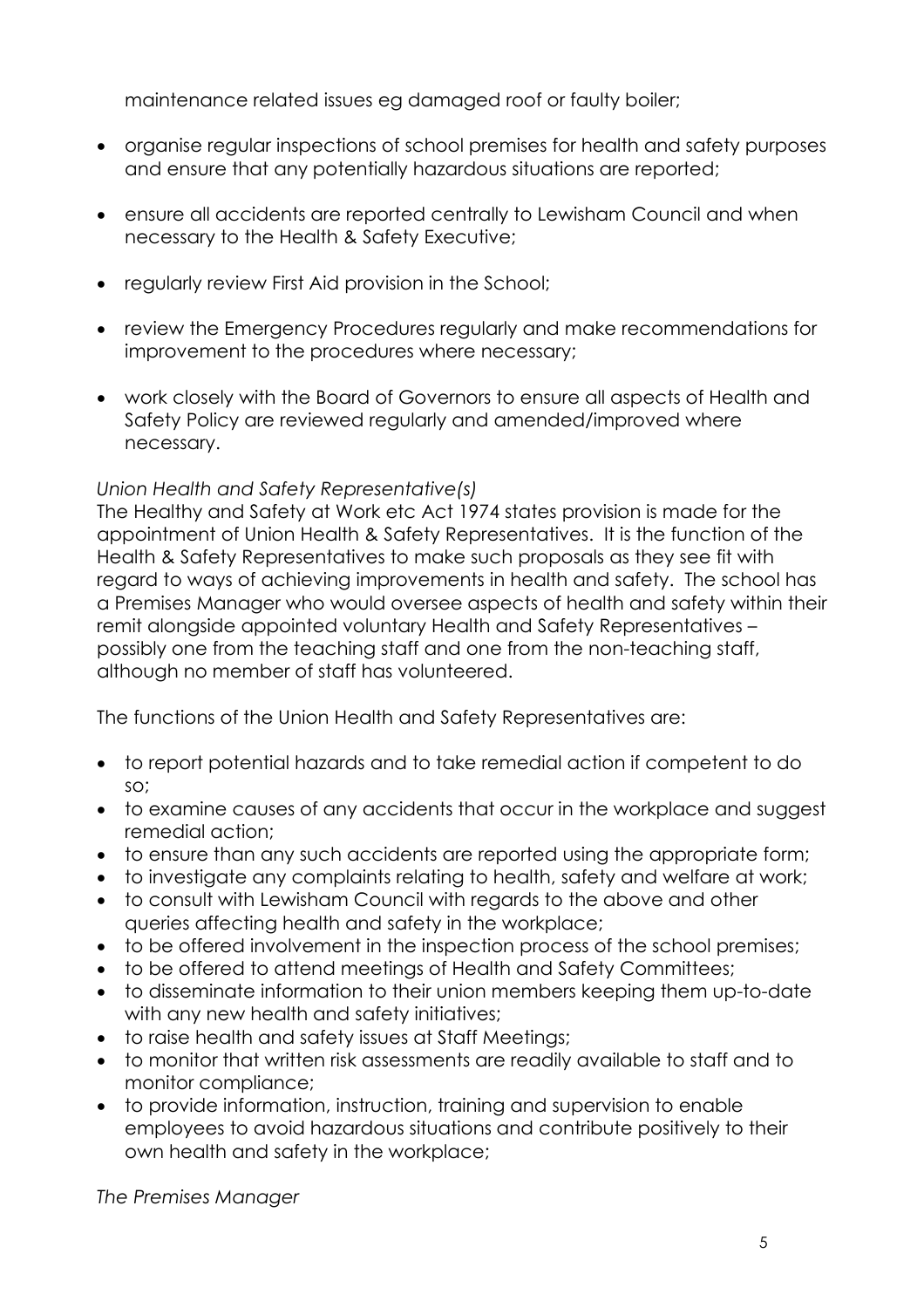maintenance related issues eg damaged roof or faulty boiler;

- organise regular inspections of school premises for health and safety purposes and ensure that any potentially hazardous situations are reported;
- ensure all accidents are reported centrally to Lewisham Council and when necessary to the Health & Safety Executive;
- regularly review First Aid provision in the School;
- review the Emergency Procedures regularly and make recommendations for improvement to the procedures where necessary;
- work closely with the Board of Governors to ensure all aspects of Health and Safety Policy are reviewed regularly and amended/improved where necessary.

*Union Health and Safety Representative(s)*

The Healthy and Safety at Work etc Act 1974 states provision is made for the appointment of Union Health & Safety Representatives. It is the function of the Health & Safety Representatives to make such proposals as they see fit with regard to ways of achieving improvements in health and safety. The school has a Premises Manager who would oversee aspects of health and safety within their remit alongside appointed voluntary Health and Safety Representatives – possibly one from the teaching staff and one from the non-teaching staff, although no member of staff has volunteered.

The functions of the Union Health and Safety Representatives are:

- to report potential hazards and to take remedial action if competent to do so;
- to examine causes of any accidents that occur in the workplace and suggest remedial action;
- to ensure than any such accidents are reported using the appropriate form;
- to investigate any complaints relating to health, safety and welfare at work;
- to consult with Lewisham Council with regards to the above and other queries affecting health and safety in the workplace;
- to be offered involvement in the inspection process of the school premises;
- to be offered to attend meetings of Health and Safety Committees;
- to disseminate information to their union members keeping them up-to-date with any new health and safety initiatives;
- to raise health and safety issues at Staff Meetings;
- to monitor that written risk assessments are readily available to staff and to monitor compliance;
- to provide information, instruction, training and supervision to enable employees to avoid hazardous situations and contribute positively to their own health and safety in the workplace;

*The Premises Manager*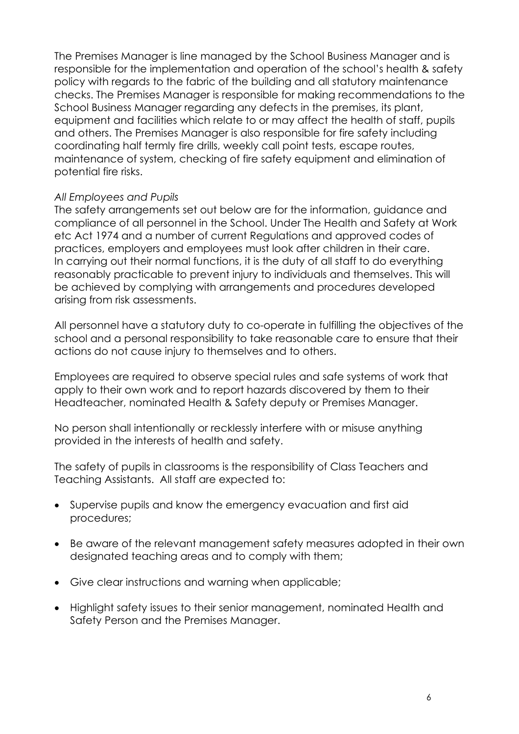The Premises Manager is line managed by the School Business Manager and is responsible for the implementation and operation of the school's health & safety policy with regards to the fabric of the building and all statutory maintenance checks. The Premises Manager is responsible for making recommendations to the School Business Manager regarding any defects in the premises, its plant, equipment and facilities which relate to or may affect the health of staff, pupils and others. The Premises Manager is also responsible for fire safety including coordinating half termly fire drills, weekly call point tests, escape routes, maintenance of system, checking of fire safety equipment and elimination of potential fire risks.

*All Employees and Pupils*

The safety arrangements set out below are for the information, guidance and compliance of all personnel in the School. Under The Health and Safety at Work etc Act 1974 and a number of current Regulations and approved codes of practices, employers and employees must look after children in their care. In carrying out their normal functions, it is the duty of all staff to do everything reasonably practicable to prevent injury to individuals and themselves. This will be achieved by complying with arrangements and procedures developed arising from risk assessments.

All personnel have a statutory duty to co-operate in fulfilling the objectives of the school and a personal responsibility to take reasonable care to ensure that their actions do not cause injury to themselves and to others.

Employees are required to observe special rules and safe systems of work that apply to their own work and to report hazards discovered by them to their Headteacher, nominated Health & Safety deputy or Premises Manager.

No person shall intentionally or recklessly interfere with or misuse anything provided in the interests of health and safety.

The safety of pupils in classrooms is the responsibility of Class Teachers and Teaching Assistants. All staff are expected to:

- Supervise pupils and know the emergency evacuation and first aid procedures;
- Be aware of the relevant management safety measures adopted in their own designated teaching areas and to comply with them;
- Give clear instructions and warning when applicable;
- Highlight safety issues to their senior management, nominated Health and Safety Person and the Premises Manager.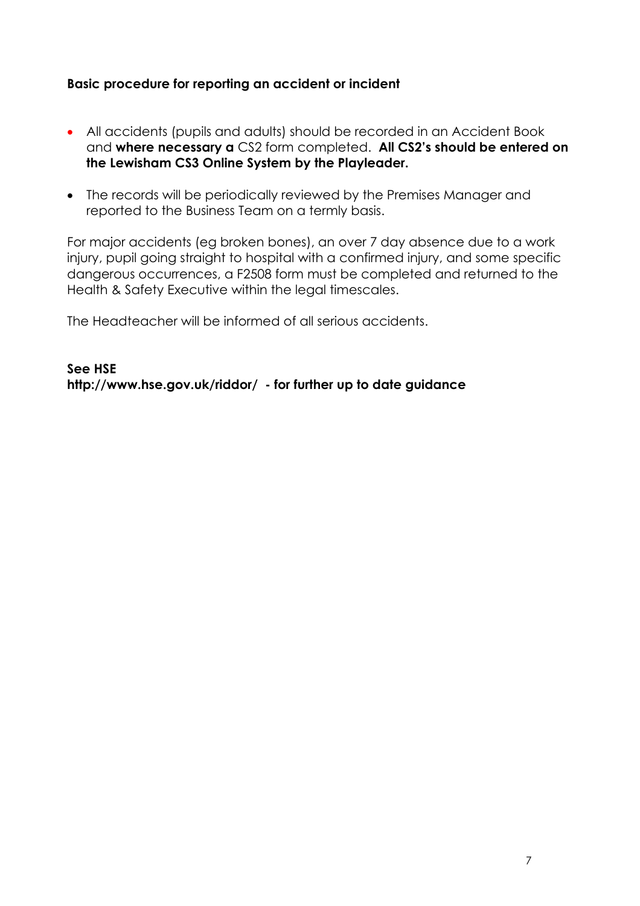**Basic procedure for reporting an accident or incident**

- All accidents (pupils and adults) should be recorded in an Accident Book and **where necessary a** CS2 form completed. **All CS2's should be entered on the Lewisham CS3 Online System by the Playleader.**
- The records will be periodically reviewed by the Premises Manager and reported to the Business Team on a termly basis.

For major accidents (eg broken bones), an over 7 day absence due to a work injury, pupil going straight to hospital with a confirmed injury, and some specific dangerous occurrences, a F2508 form must be completed and returned to the Health & Safety Executive within the legal timescales.

The Headteacher will be informed of all serious accidents.

**See HSE**
**http://www.hse.gov.uk/riddor/ - for further up to date guidance**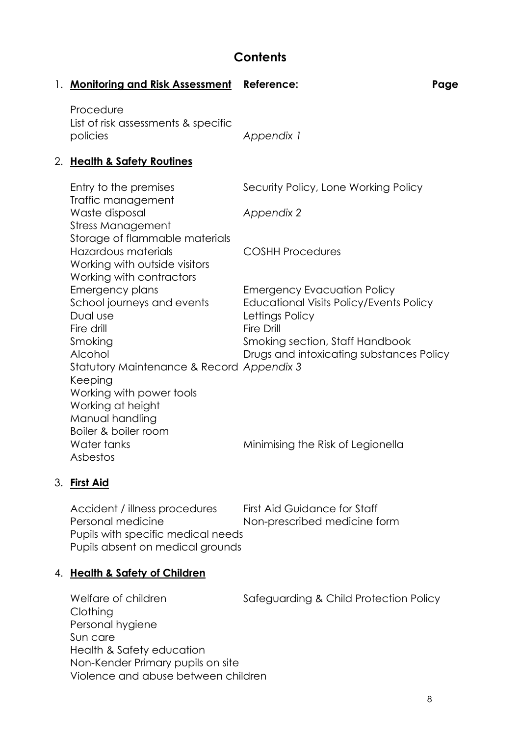# Contents

| | Reference: | Page |
|---|---|---|
| 1. **Monitoring and Risk Assessment** | | |
| Procedure | | |
| List of risk assessments & specific policies | *Appendix 1* | |
| 2. **Health & Safety Routines** | | |
| Entry to the premises | Security Policy, Lone Working Policy | |
| Traffic management | | |
| Waste disposal | *Appendix 2* | |
| Stress Management | | |
| Storage of flammable materials | | |
| Hazardous materials | COSHH Procedures | |
| Working with outside visitors | | |
| Working with contractors | | |
| Emergency plans | Emergency Evacuation Policy | |
| School journeys and events | Educational Visits Policy/Events Policy | |
| Dual use | Lettings Policy | |
| Fire drill | Fire Drill | |
| Smoking | Smoking section, Staff Handbook | |
| Alcohol | Drugs and intoxicating substances Policy | |
| Statutory Maintenance & Record Keeping | *Appendix 3* | |
| Working with power tools | | |
| Working at height | | |
| Manual handling | | |
| Boiler & boiler room | | |
| Water tanks | Minimising the Risk of Legionella | |
| Asbestos | | |
| 3. **First Aid** | | |
| Accident / illness procedures | First Aid Guidance for Staff | |
| Personal medicine | Non-prescribed medicine form | |
| Pupils with specific medical needs | | |
| Pupils absent on medical grounds | | |
| 4. **Health & Safety of Children** | | |
| Welfare of children | Safeguarding & Child Protection Policy | |
| Clothing | | |
| Personal hygiene | | |
| Sun care | | |
| Health & Safety education | | |
| Non-Kender Primary pupils on site | | |
| Violence and abuse between children | | |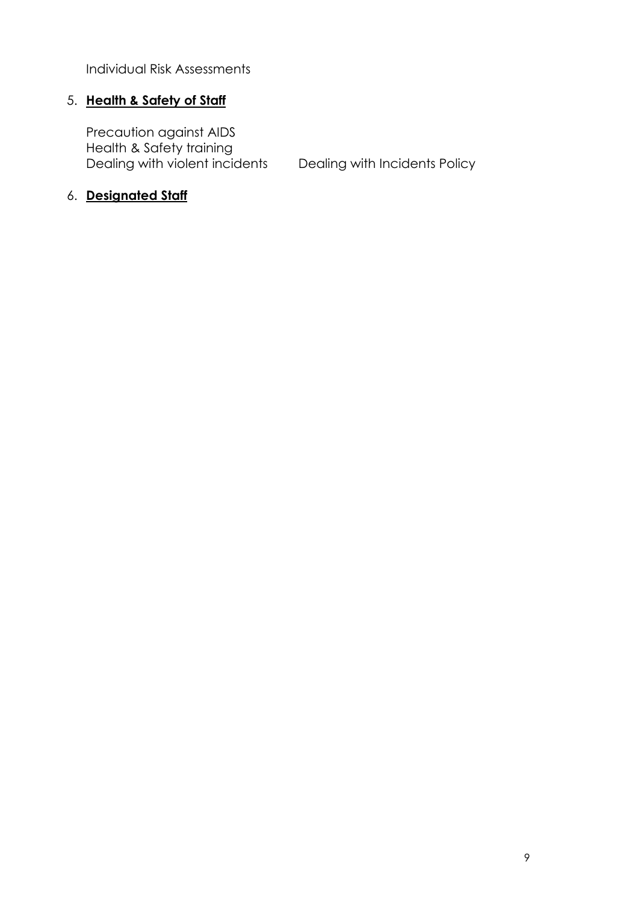Individual Risk Assessments

5. **Health & Safety of Staff**

   Precaution against AIDS
   Health & Safety training
   Dealing with violent incidents    Dealing with Incidents Policy

6. **Designated Staff**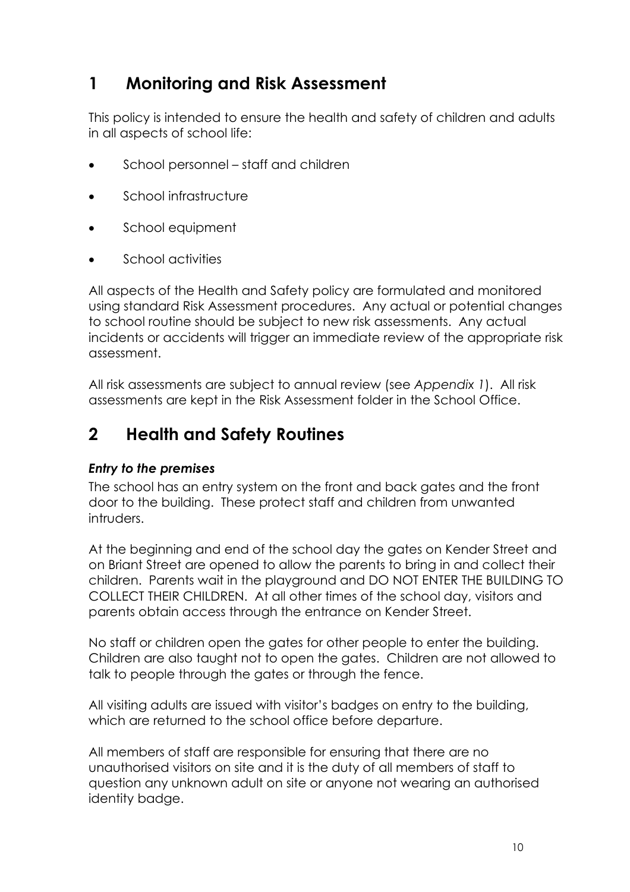## 1 Monitoring and Risk Assessment

This policy is intended to ensure the health and safety of children and adults in all aspects of school life:

- School personnel – staff and children
- School infrastructure
- School equipment
- School activities

All aspects of the Health and Safety policy are formulated and monitored using standard Risk Assessment procedures. Any actual or potential changes to school routine should be subject to new risk assessments. Any actual incidents or accidents will trigger an immediate review of the appropriate risk assessment.

All risk assessments are subject to annual review (see *Appendix 1*). All risk assessments are kept in the Risk Assessment folder in the School Office.

## 2 Health and Safety Routines

***Entry to the premises***

The school has an entry system on the front and back gates and the front door to the building. These protect staff and children from unwanted intruders.

At the beginning and end of the school day the gates on Kender Street and on Briant Street are opened to allow the parents to bring in and collect their children. Parents wait in the playground and DO NOT ENTER THE BUILDING TO COLLECT THEIR CHILDREN. At all other times of the school day, visitors and parents obtain access through the entrance on Kender Street.

No staff or children open the gates for other people to enter the building. Children are also taught not to open the gates. Children are not allowed to talk to people through the gates or through the fence.

All visiting adults are issued with visitor's badges on entry to the building, which are returned to the school office before departure.

All members of staff are responsible for ensuring that there are no unauthorised visitors on site and it is the duty of all members of staff to question any unknown adult on site or anyone not wearing an authorised identity badge.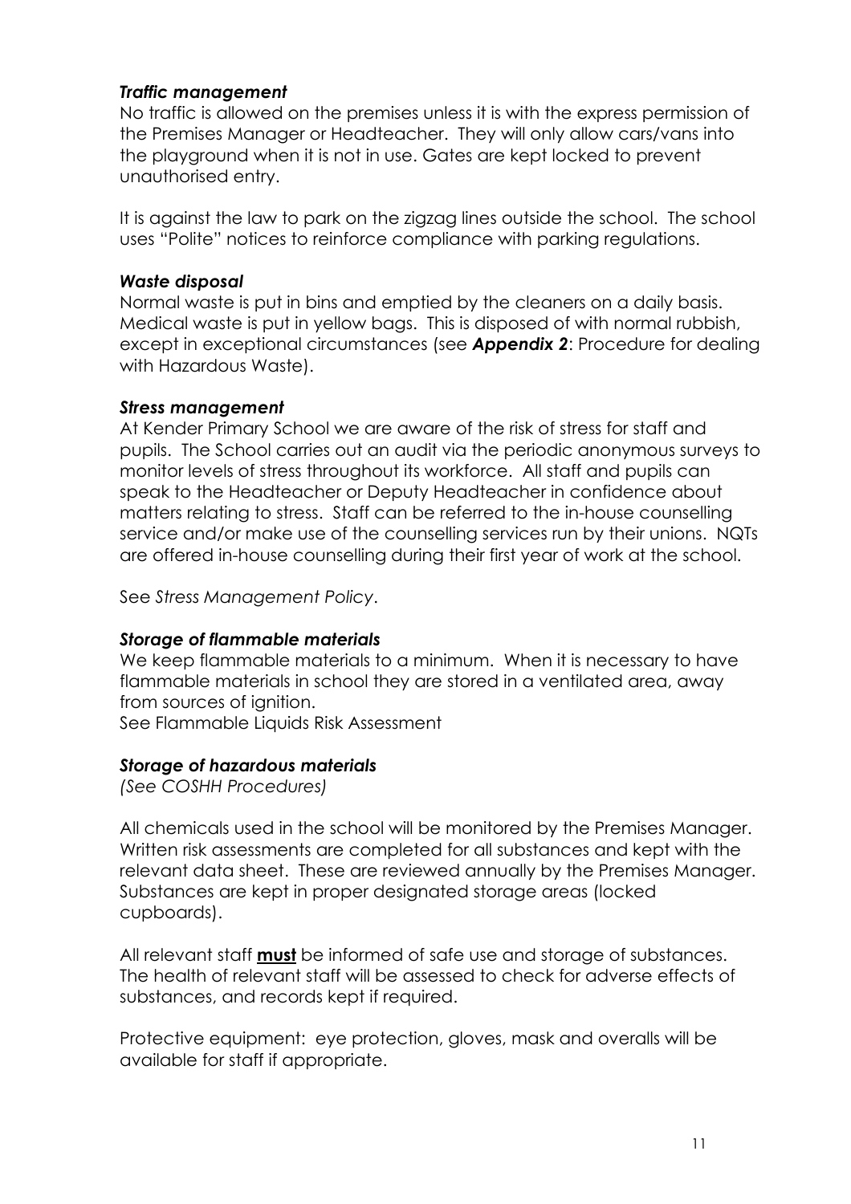### *Traffic management*

No traffic is allowed on the premises unless it is with the express permission of the Premises Manager or Headteacher. They will only allow cars/vans into the playground when it is not in use. Gates are kept locked to prevent unauthorised entry.

It is against the law to park on the zigzag lines outside the school. The school uses "Polite" notices to reinforce compliance with parking regulations.

### *Waste disposal*

Normal waste is put in bins and emptied by the cleaners on a daily basis. Medical waste is put in yellow bags. This is disposed of with normal rubbish, except in exceptional circumstances (see ***Appendix 2***: Procedure for dealing with Hazardous Waste).

### *Stress management*

At Kender Primary School we are aware of the risk of stress for staff and pupils. The School carries out an audit via the periodic anonymous surveys to monitor levels of stress throughout its workforce. All staff and pupils can speak to the Headteacher or Deputy Headteacher in confidence about matters relating to stress. Staff can be referred to the in-house counselling service and/or make use of the counselling services run by their unions. NQTs are offered in-house counselling during their first year of work at the school.

See *Stress Management Policy*.

### *Storage of flammable materials*

We keep flammable materials to a minimum. When it is necessary to have flammable materials in school they are stored in a ventilated area, away from sources of ignition.
See Flammable Liquids Risk Assessment

### *Storage of hazardous materials*

*(See COSHH Procedures)*

All chemicals used in the school will be monitored by the Premises Manager. Written risk assessments are completed for all substances and kept with the relevant data sheet. These are reviewed annually by the Premises Manager. Substances are kept in proper designated storage areas (locked cupboards).

All relevant staff **must** be informed of safe use and storage of substances. The health of relevant staff will be assessed to check for adverse effects of substances, and records kept if required.

Protective equipment: eye protection, gloves, mask and overalls will be available for staff if appropriate.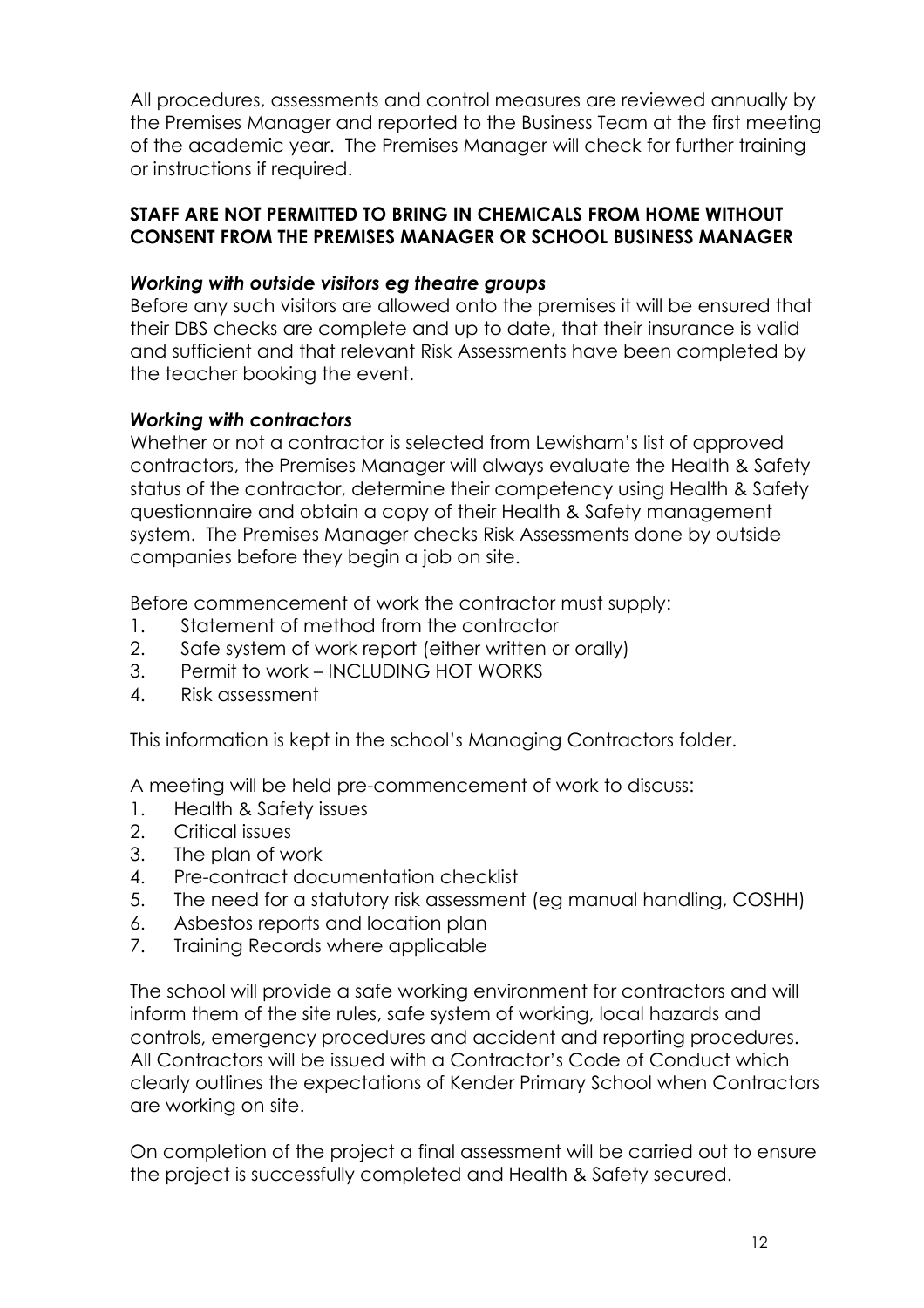All procedures, assessments and control measures are reviewed annually by the Premises Manager and reported to the Business Team at the first meeting of the academic year. The Premises Manager will check for further training or instructions if required.

**STAFF ARE NOT PERMITTED TO BRING IN CHEMICALS FROM HOME WITHOUT CONSENT FROM THE PREMISES MANAGER OR SCHOOL BUSINESS MANAGER**

***Working with outside visitors eg theatre groups***

Before any such visitors are allowed onto the premises it will be ensured that their DBS checks are complete and up to date, that their insurance is valid and sufficient and that relevant Risk Assessments have been completed by the teacher booking the event.

***Working with contractors***

Whether or not a contractor is selected from Lewisham's list of approved contractors, the Premises Manager will always evaluate the Health & Safety status of the contractor, determine their competency using Health & Safety questionnaire and obtain a copy of their Health & Safety management system. The Premises Manager checks Risk Assessments done by outside companies before they begin a job on site.

Before commencement of work the contractor must supply:

1. Statement of method from the contractor
2. Safe system of work report (either written or orally)
3. Permit to work – INCLUDING HOT WORKS
4. Risk assessment

This information is kept in the school's Managing Contractors folder.

A meeting will be held pre-commencement of work to discuss:

1. Health & Safety issues
2. Critical issues
3. The plan of work
4. Pre-contract documentation checklist
5. The need for a statutory risk assessment (eg manual handling, COSHH)
6. Asbestos reports and location plan
7. Training Records where applicable

The school will provide a safe working environment for contractors and will inform them of the site rules, safe system of working, local hazards and controls, emergency procedures and accident and reporting procedures. All Contractors will be issued with a Contractor's Code of Conduct which clearly outlines the expectations of Kender Primary School when Contractors are working on site.

On completion of the project a final assessment will be carried out to ensure the project is successfully completed and Health & Safety secured.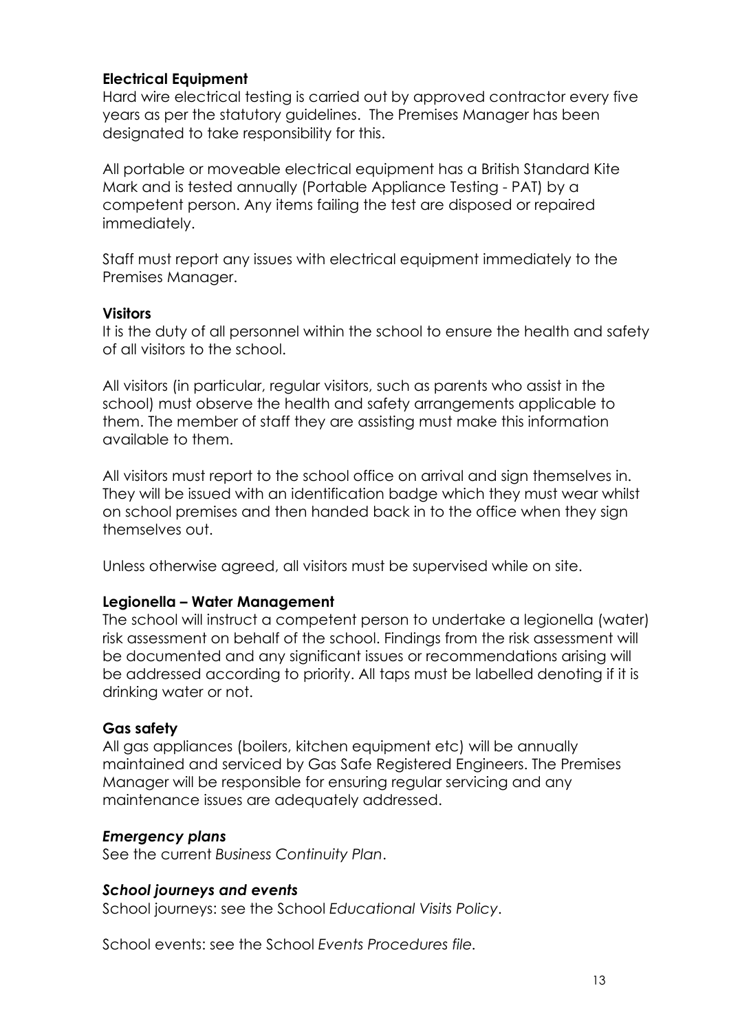**Electrical Equipment**

Hard wire electrical testing is carried out by approved contractor every five years as per the statutory guidelines. The Premises Manager has been designated to take responsibility for this.

All portable or moveable electrical equipment has a British Standard Kite Mark and is tested annually (Portable Appliance Testing - PAT) by a competent person. Any items failing the test are disposed or repaired immediately.

Staff must report any issues with electrical equipment immediately to the Premises Manager.

**Visitors**

It is the duty of all personnel within the school to ensure the health and safety of all visitors to the school.

All visitors (in particular, regular visitors, such as parents who assist in the school) must observe the health and safety arrangements applicable to them. The member of staff they are assisting must make this information available to them.

All visitors must report to the school office on arrival and sign themselves in. They will be issued with an identification badge which they must wear whilst on school premises and then handed back in to the office when they sign themselves out.

Unless otherwise agreed, all visitors must be supervised while on site.

**Legionella – Water Management**

The school will instruct a competent person to undertake a legionella (water) risk assessment on behalf of the school. Findings from the risk assessment will be documented and any significant issues or recommendations arising will be addressed according to priority. All taps must be labelled denoting if it is drinking water or not.

**Gas safety**

All gas appliances (boilers, kitchen equipment etc) will be annually maintained and serviced by Gas Safe Registered Engineers. The Premises Manager will be responsible for ensuring regular servicing and any maintenance issues are adequately addressed.

***Emergency plans***

See the current *Business Continuity Plan*.

***School journeys and events***

School journeys: see the School *Educational Visits Policy*.

School events: see the School *Events Procedures file*.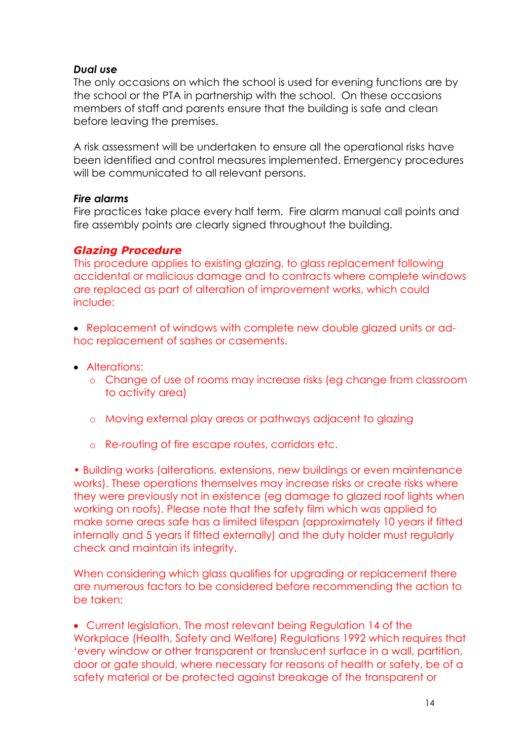***Dual use***

The only occasions on which the school is used for evening functions are by the school or the PTA in partnership with the school. On these occasions members of staff and parents ensure that the building is safe and clean before leaving the premises.

A risk assessment will be undertaken to ensure all the operational risks have been identified and control measures implemented. Emergency procedures will be communicated to all relevant persons.

***Fire alarms***

Fire practices take place every half term. Fire alarm manual call points and fire assembly points are clearly signed throughout the building.

***Glazing Procedure***

This procedure applies to existing glazing, to glass replacement following accidental or malicious damage and to contracts where complete windows are replaced as part of alteration of improvement works, which could include:

- Replacement of windows with complete new double glazed units or ad-hoc replacement of sashes or casements.

- Alterations:
    - Change of use of rooms may increase risks (eg change from classroom to activity area)
    - Moving external play areas or pathways adjacent to glazing
    - Re-routing of fire escape routes, corridors etc.

- Building works (alterations, extensions, new buildings or even maintenance works). These operations themselves may increase risks or create risks where they were previously not in existence (eg damage to glazed roof lights when working on roofs). Please note that the safety film which was applied to make some areas safe has a limited lifespan (approximately 10 years if fitted internally and 5 years if fitted externally) and the duty holder must regularly check and maintain its integrity.

When considering which glass qualifies for upgrading or replacement there are numerous factors to be considered before recommending the action to be taken:

- Current legislation. The most relevant being Regulation 14 of the Workplace (Health, Safety and Welfare) Regulations 1992 which requires that 'every window or other transparent or translucent surface in a wall, partition, door or gate should, where necessary for reasons of health or safety, be of a safety material or be protected against breakage of the transparent or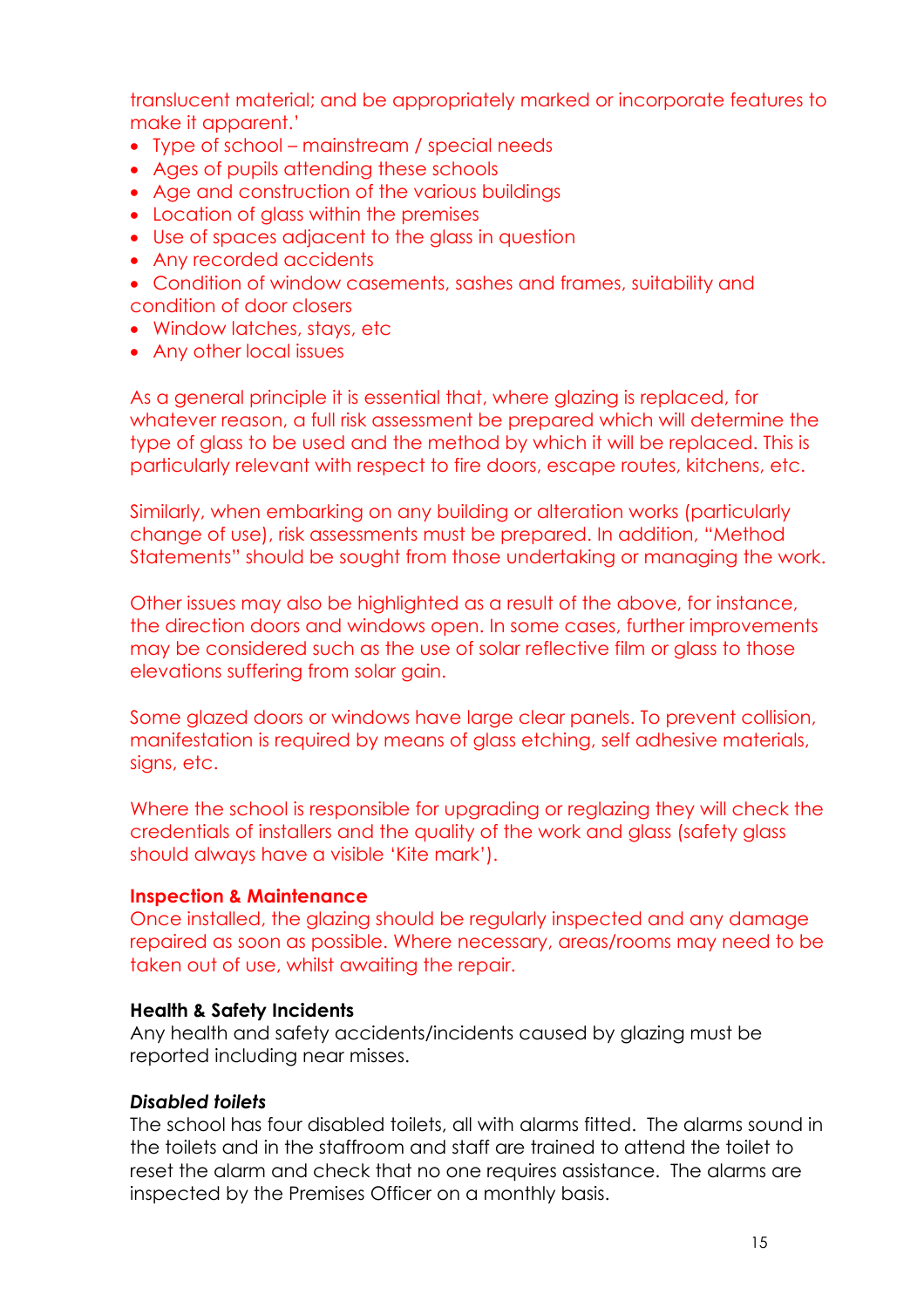translucent material; and be appropriately marked or incorporate features to make it apparent.'

- Type of school – mainstream / special needs
- Ages of pupils attending these schools
- Age and construction of the various buildings
- Location of glass within the premises
- Use of spaces adjacent to the glass in question
- Any recorded accidents
- Condition of window casements, sashes and frames, suitability and condition of door closers
- Window latches, stays, etc
- Any other local issues

As a general principle it is essential that, where glazing is replaced, for whatever reason, a full risk assessment be prepared which will determine the type of glass to be used and the method by which it will be replaced. This is particularly relevant with respect to fire doors, escape routes, kitchens, etc.

Similarly, when embarking on any building or alteration works (particularly change of use), risk assessments must be prepared. In addition, "Method Statements" should be sought from those undertaking or managing the work.

Other issues may also be highlighted as a result of the above, for instance, the direction doors and windows open. In some cases, further improvements may be considered such as the use of solar reflective film or glass to those elevations suffering from solar gain.

Some glazed doors or windows have large clear panels. To prevent collision, manifestation is required by means of glass etching, self adhesive materials, signs, etc.

Where the school is responsible for upgrading or reglazing they will check the credentials of installers and the quality of the work and glass (safety glass should always have a visible 'Kite mark').

**Inspection & Maintenance**

Once installed, the glazing should be regularly inspected and any damage repaired as soon as possible. Where necessary, areas/rooms may need to be taken out of use, whilst awaiting the repair.

**Health & Safety Incidents**

Any health and safety accidents/incidents caused by glazing must be reported including near misses.

***Disabled toilets***

The school has four disabled toilets, all with alarms fitted. The alarms sound in the toilets and in the staffroom and staff are trained to attend the toilet to reset the alarm and check that no one requires assistance. The alarms are inspected by the Premises Officer on a monthly basis.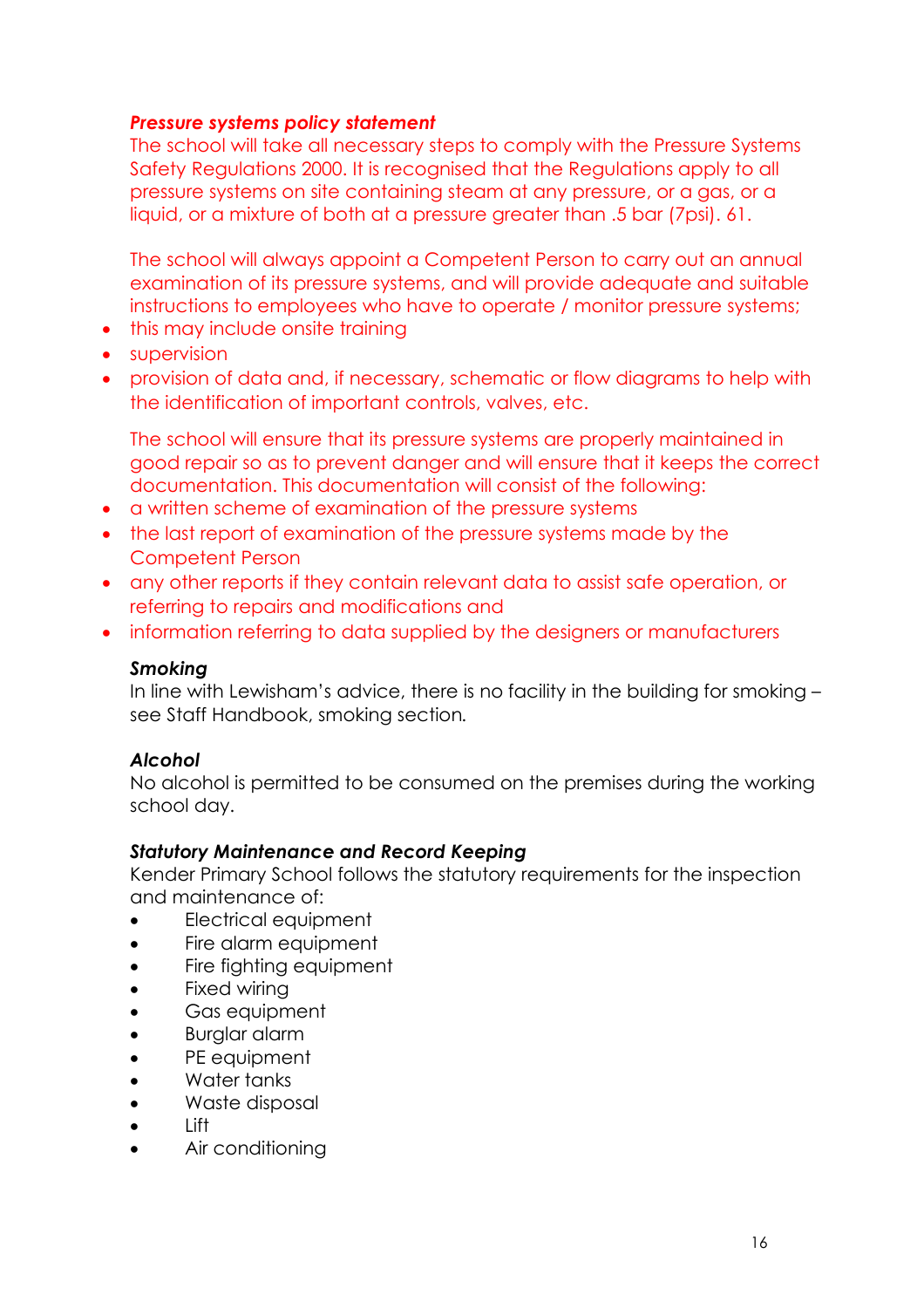***Pressure systems policy statement***

The school will take all necessary steps to comply with the Pressure Systems Safety Regulations 2000. It is recognised that the Regulations apply to all pressure systems on site containing steam at any pressure, or a gas, or a liquid, or a mixture of both at a pressure greater than .5 bar (7psi). 61.

The school will always appoint a Competent Person to carry out an annual examination of its pressure systems, and will provide adequate and suitable instructions to employees who have to operate / monitor pressure systems;

- this may include onsite training
- supervision
- provision of data and, if necessary, schematic or flow diagrams to help with the identification of important controls, valves, etc.

The school will ensure that its pressure systems are properly maintained in good repair so as to prevent danger and will ensure that it keeps the correct documentation. This documentation will consist of the following:

- a written scheme of examination of the pressure systems
- the last report of examination of the pressure systems made by the Competent Person
- any other reports if they contain relevant data to assist safe operation, or referring to repairs and modifications and
- information referring to data supplied by the designers or manufacturers

***Smoking***

In line with Lewisham's advice, there is no facility in the building for smoking – see Staff Handbook, smoking section.

***Alcohol***

No alcohol is permitted to be consumed on the premises during the working school day.

***Statutory Maintenance and Record Keeping***

Kender Primary School follows the statutory requirements for the inspection and maintenance of:

- Electrical equipment
- Fire alarm equipment
- Fire fighting equipment
- Fixed wiring
- Gas equipment
- Burglar alarm
- PE equipment
- Water tanks
- Waste disposal
- Lift
- Air conditioning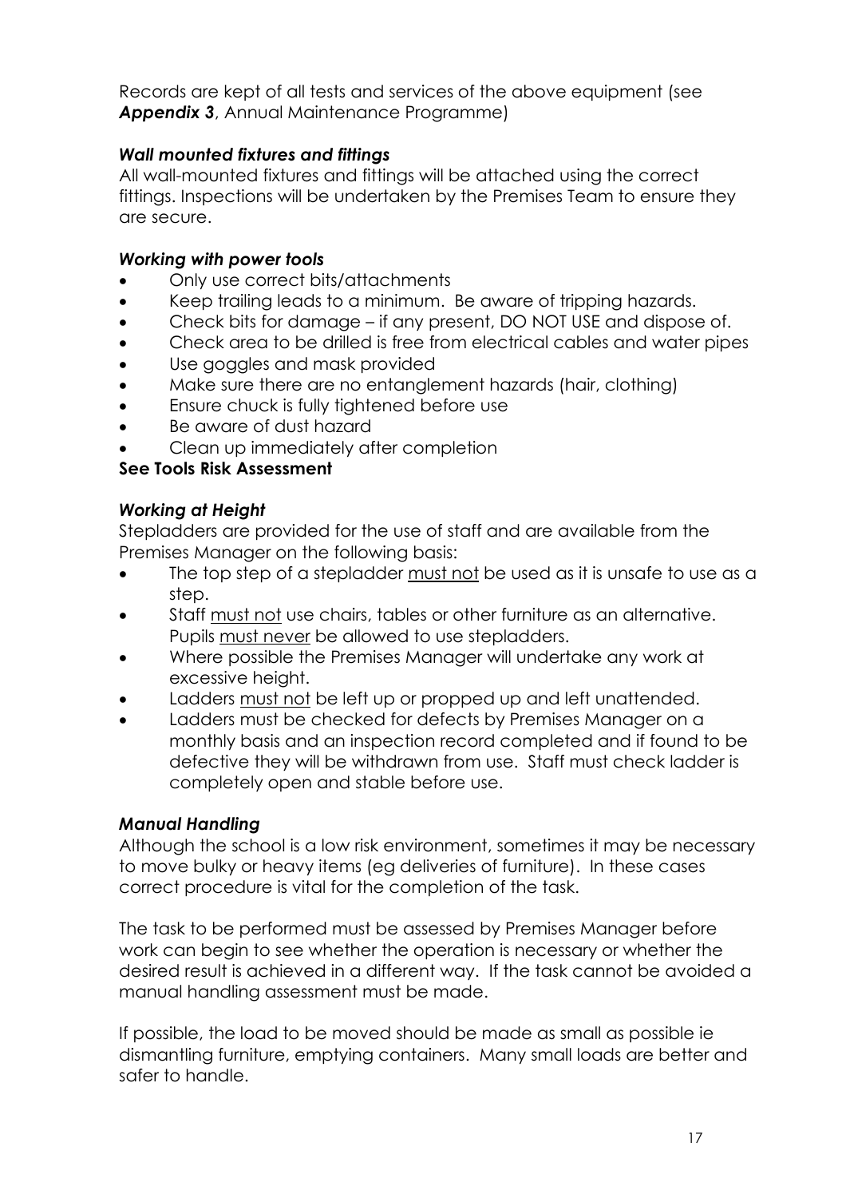Records are kept of all tests and services of the above equipment (see ***Appendix 3***, Annual Maintenance Programme)

***Wall mounted fixtures and fittings***

All wall-mounted fixtures and fittings will be attached using the correct fittings. Inspections will be undertaken by the Premises Team to ensure they are secure.

***Working with power tools***

- Only use correct bits/attachments
- Keep trailing leads to a minimum. Be aware of tripping hazards.
- Check bits for damage – if any present, DO NOT USE and dispose of.
- Check area to be drilled is free from electrical cables and water pipes
- Use goggles and mask provided
- Make sure there are no entanglement hazards (hair, clothing)
- Ensure chuck is fully tightened before use
- Be aware of dust hazard
- Clean up immediately after completion

**See Tools Risk Assessment**

***Working at Height***

Stepladders are provided for the use of staff and are available from the Premises Manager on the following basis:

- The top step of a stepladder <u>must not</u> be used as it is unsafe to use as a step.
- Staff <u>must not</u> use chairs, tables or other furniture as an alternative. Pupils <u>must never</u> be allowed to use stepladders.
- Where possible the Premises Manager will undertake any work at excessive height.
- Ladders <u>must not</u> be left up or propped up and left unattended.
- Ladders must be checked for defects by Premises Manager on a monthly basis and an inspection record completed and if found to be defective they will be withdrawn from use. Staff must check ladder is completely open and stable before use.

***Manual Handling***

Although the school is a low risk environment, sometimes it may be necessary to move bulky or heavy items (eg deliveries of furniture). In these cases correct procedure is vital for the completion of the task.

The task to be performed must be assessed by Premises Manager before work can begin to see whether the operation is necessary or whether the desired result is achieved in a different way. If the task cannot be avoided a manual handling assessment must be made.

If possible, the load to be moved should be made as small as possible ie dismantling furniture, emptying containers. Many small loads are better and safer to handle.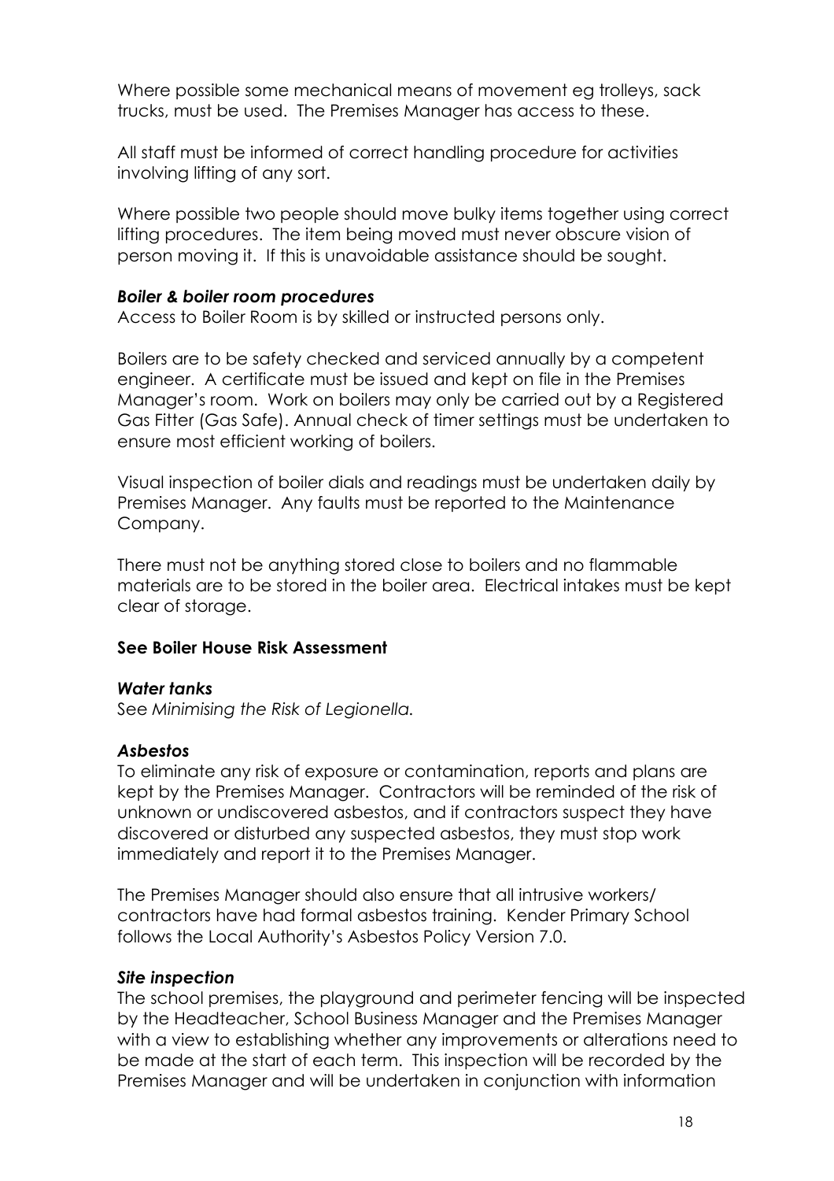Where possible some mechanical means of movement eg trolleys, sack trucks, must be used. The Premises Manager has access to these.

All staff must be informed of correct handling procedure for activities involving lifting of any sort.

Where possible two people should move bulky items together using correct lifting procedures. The item being moved must never obscure vision of person moving it. If this is unavoidable assistance should be sought.

***Boiler & boiler room procedures***

Access to Boiler Room is by skilled or instructed persons only.

Boilers are to be safety checked and serviced annually by a competent engineer. A certificate must be issued and kept on file in the Premises Manager's room. Work on boilers may only be carried out by a Registered Gas Fitter (Gas Safe). Annual check of timer settings must be undertaken to ensure most efficient working of boilers.

Visual inspection of boiler dials and readings must be undertaken daily by Premises Manager. Any faults must be reported to the Maintenance Company.

There must not be anything stored close to boilers and no flammable materials are to be stored in the boiler area. Electrical intakes must be kept clear of storage.

**See Boiler House Risk Assessment**

***Water tanks***

See *Minimising the Risk of Legionella.*

***Asbestos***

To eliminate any risk of exposure or contamination, reports and plans are kept by the Premises Manager. Contractors will be reminded of the risk of unknown or undiscovered asbestos, and if contractors suspect they have discovered or disturbed any suspected asbestos, they must stop work immediately and report it to the Premises Manager.

The Premises Manager should also ensure that all intrusive workers/ contractors have had formal asbestos training. Kender Primary School follows the Local Authority's Asbestos Policy Version 7.0.

***Site inspection***

The school premises, the playground and perimeter fencing will be inspected by the Headteacher, School Business Manager and the Premises Manager with a view to establishing whether any improvements or alterations need to be made at the start of each term. This inspection will be recorded by the Premises Manager and will be undertaken in conjunction with information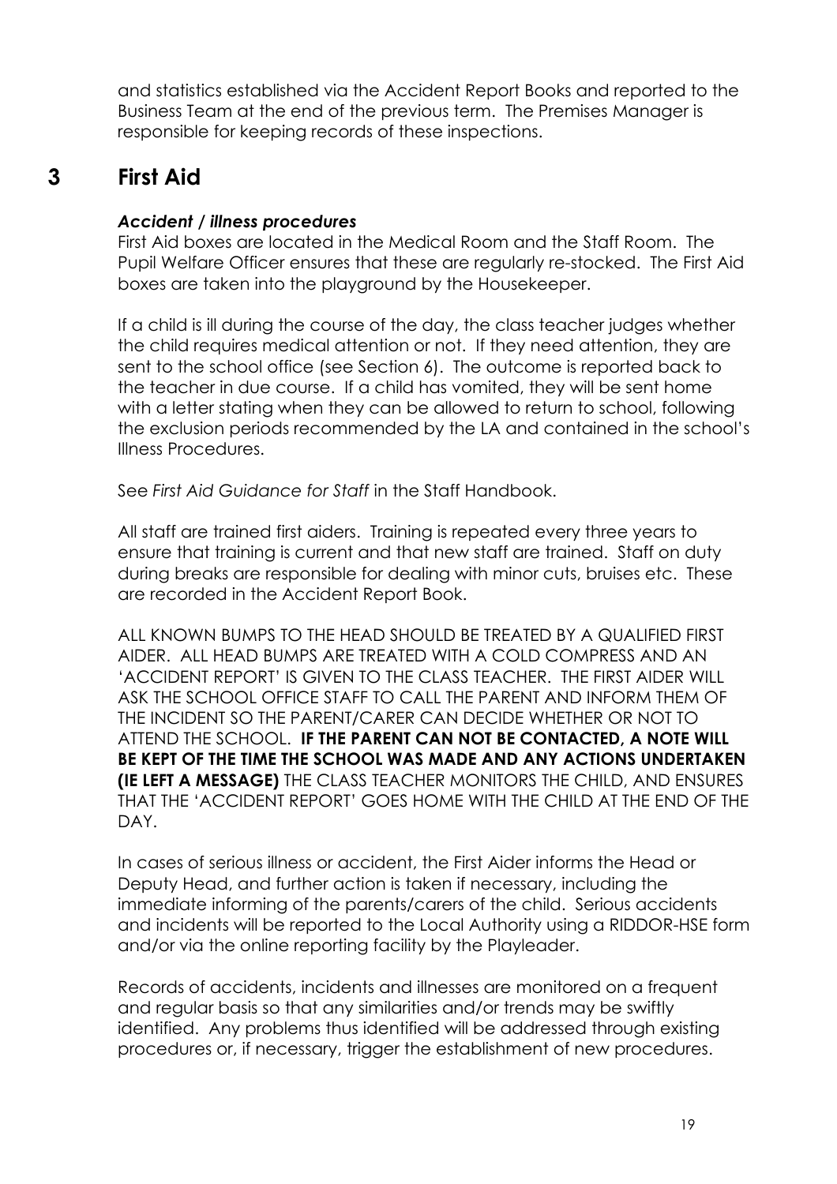and statistics established via the Accident Report Books and reported to the Business Team at the end of the previous term. The Premises Manager is responsible for keeping records of these inspections.

# 3 First Aid

### *Accident / illness procedures*

First Aid boxes are located in the Medical Room and the Staff Room. The Pupil Welfare Officer ensures that these are regularly re-stocked. The First Aid boxes are taken into the playground by the Housekeeper.

If a child is ill during the course of the day, the class teacher judges whether the child requires medical attention or not. If they need attention, they are sent to the school office (see Section 6). The outcome is reported back to the teacher in due course. If a child has vomited, they will be sent home with a letter stating when they can be allowed to return to school, following the exclusion periods recommended by the LA and contained in the school's Illness Procedures.

See *First Aid Guidance for Staff* in the Staff Handbook.

All staff are trained first aiders. Training is repeated every three years to ensure that training is current and that new staff are trained. Staff on duty during breaks are responsible for dealing with minor cuts, bruises etc. These are recorded in the Accident Report Book.

ALL KNOWN BUMPS TO THE HEAD SHOULD BE TREATED BY A QUALIFIED FIRST AIDER. ALL HEAD BUMPS ARE TREATED WITH A COLD COMPRESS AND AN 'ACCIDENT REPORT' IS GIVEN TO THE CLASS TEACHER. THE FIRST AIDER WILL ASK THE SCHOOL OFFICE STAFF TO CALL THE PARENT AND INFORM THEM OF THE INCIDENT SO THE PARENT/CARER CAN DECIDE WHETHER OR NOT TO ATTEND THE SCHOOL. **IF THE PARENT CAN NOT BE CONTACTED, A NOTE WILL BE KEPT OF THE TIME THE SCHOOL WAS MADE AND ANY ACTIONS UNDERTAKEN (IE LEFT A MESSAGE)** THE CLASS TEACHER MONITORS THE CHILD, AND ENSURES THAT THE 'ACCIDENT REPORT' GOES HOME WITH THE CHILD AT THE END OF THE DAY.

In cases of serious illness or accident, the First Aider informs the Head or Deputy Head, and further action is taken if necessary, including the immediate informing of the parents/carers of the child. Serious accidents and incidents will be reported to the Local Authority using a RIDDOR-HSE form and/or via the online reporting facility by the Playleader.

Records of accidents, incidents and illnesses are monitored on a frequent and regular basis so that any similarities and/or trends may be swiftly identified. Any problems thus identified will be addressed through existing procedures or, if necessary, trigger the establishment of new procedures.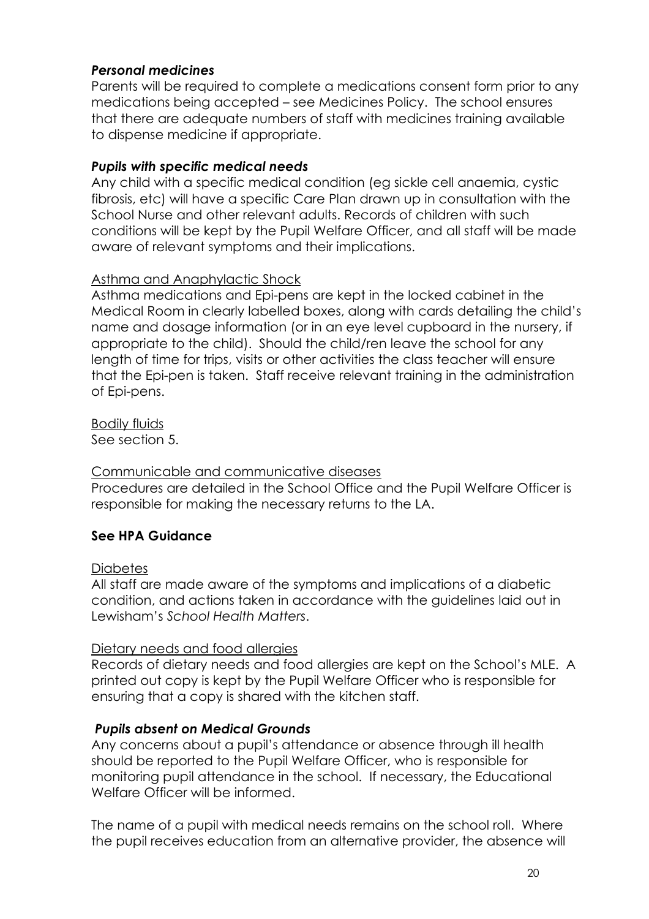***Personal medicines***

Parents will be required to complete a medications consent form prior to any medications being accepted – see Medicines Policy. The school ensures that there are adequate numbers of staff with medicines training available to dispense medicine if appropriate.

***Pupils with specific medical needs***

Any child with a specific medical condition (eg sickle cell anaemia, cystic fibrosis, etc) will have a specific Care Plan drawn up in consultation with the School Nurse and other relevant adults. Records of children with such conditions will be kept by the Pupil Welfare Officer, and all staff will be made aware of relevant symptoms and their implications.

<u>Asthma and Anaphylactic Shock</u>

Asthma medications and Epi-pens are kept in the locked cabinet in the Medical Room in clearly labelled boxes, along with cards detailing the child's name and dosage information (or in an eye level cupboard in the nursery, if appropriate to the child). Should the child/ren leave the school for any length of time for trips, visits or other activities the class teacher will ensure that the Epi-pen is taken. Staff receive relevant training in the administration of Epi-pens.

<u>Bodily fluids</u>

See section 5.

<u>Communicable and communicative diseases</u>

Procedures are detailed in the School Office and the Pupil Welfare Officer is responsible for making the necessary returns to the LA.

**See HPA Guidance**

<u>Diabetes</u>

All staff are made aware of the symptoms and implications of a diabetic condition, and actions taken in accordance with the guidelines laid out in Lewisham's *School Health Matters*.

<u>Dietary needs and food allergies</u>

Records of dietary needs and food allergies are kept on the School's MLE. A printed out copy is kept by the Pupil Welfare Officer who is responsible for ensuring that a copy is shared with the kitchen staff.

***Pupils absent on Medical Grounds***

Any concerns about a pupil's attendance or absence through ill health should be reported to the Pupil Welfare Officer, who is responsible for monitoring pupil attendance in the school. If necessary, the Educational Welfare Officer will be informed.

The name of a pupil with medical needs remains on the school roll. Where the pupil receives education from an alternative provider, the absence will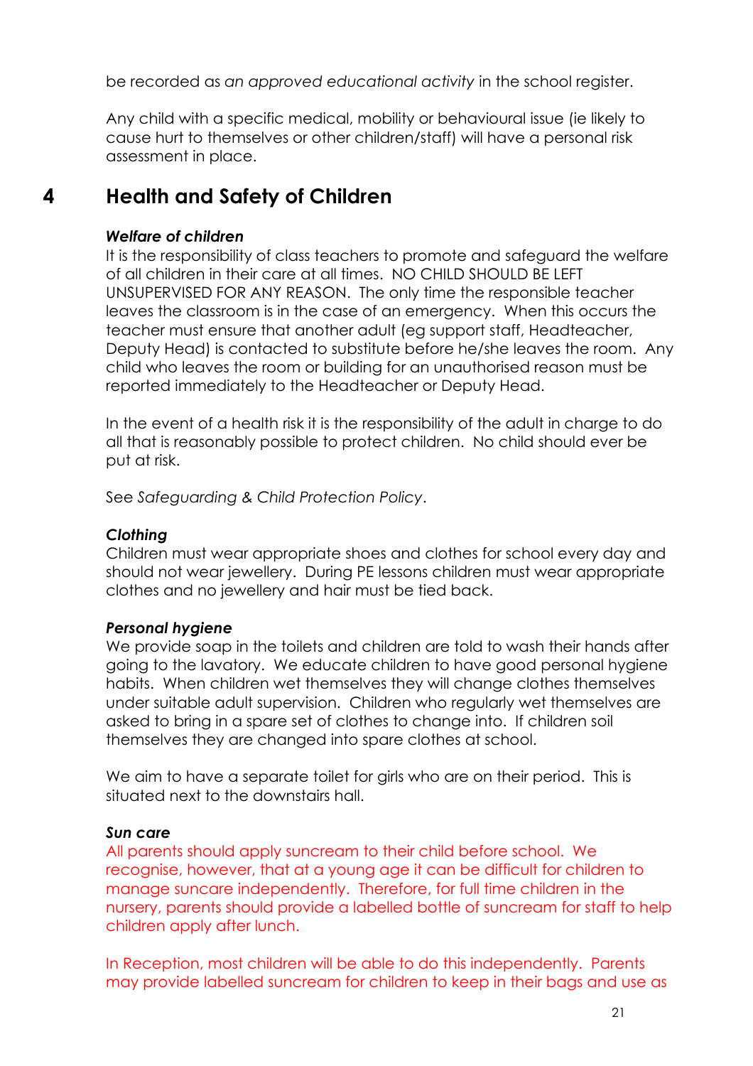be recorded as *an approved educational activity* in the school register.

Any child with a specific medical, mobility or behavioural issue (ie likely to cause hurt to themselves or other children/staff) will have a personal risk assessment in place.

## 4 Health and Safety of Children

***Welfare of children***

It is the responsibility of class teachers to promote and safeguard the welfare of all children in their care at all times. NO CHILD SHOULD BE LEFT UNSUPERVISED FOR ANY REASON. The only time the responsible teacher leaves the classroom is in the case of an emergency. When this occurs the teacher must ensure that another adult (eg support staff, Headteacher, Deputy Head) is contacted to substitute before he/she leaves the room. Any child who leaves the room or building for an unauthorised reason must be reported immediately to the Headteacher or Deputy Head.

In the event of a health risk it is the responsibility of the adult in charge to do all that is reasonably possible to protect children. No child should ever be put at risk.

See *Safeguarding & Child Protection Policy*.

***Clothing***

Children must wear appropriate shoes and clothes for school every day and should not wear jewellery. During PE lessons children must wear appropriate clothes and no jewellery and hair must be tied back.

***Personal hygiene***

We provide soap in the toilets and children are told to wash their hands after going to the lavatory. We educate children to have good personal hygiene habits. When children wet themselves they will change clothes themselves under suitable adult supervision. Children who regularly wet themselves are asked to bring in a spare set of clothes to change into. If children soil themselves they are changed into spare clothes at school.

We aim to have a separate toilet for girls who are on their period. This is situated next to the downstairs hall.

***Sun care***

All parents should apply suncream to their child before school. We recognise, however, that at a young age it can be difficult for children to manage suncare independently. Therefore, for full time children in the nursery, parents should provide a labelled bottle of suncream for staff to help children apply after lunch.

In Reception, most children will be able to do this independently. Parents may provide labelled suncream for children to keep in their bags and use as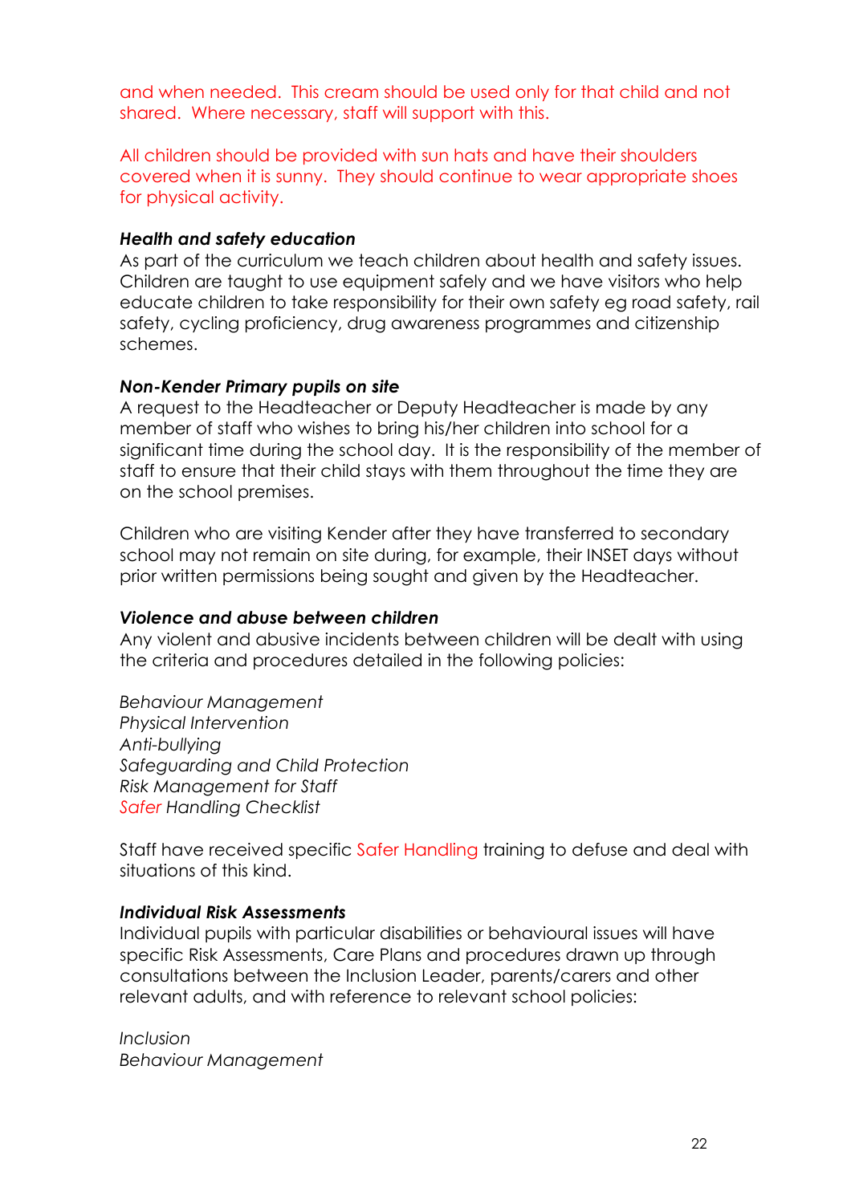and when needed. This cream should be used only for that child and not shared. Where necessary, staff will support with this.

All children should be provided with sun hats and have their shoulders covered when it is sunny. They should continue to wear appropriate shoes for physical activity.

***Health and safety education***

As part of the curriculum we teach children about health and safety issues. Children are taught to use equipment safely and we have visitors who help educate children to take responsibility for their own safety eg road safety, rail safety, cycling proficiency, drug awareness programmes and citizenship schemes.

***Non-Kender Primary pupils on site***

A request to the Headteacher or Deputy Headteacher is made by any member of staff who wishes to bring his/her children into school for a significant time during the school day. It is the responsibility of the member of staff to ensure that their child stays with them throughout the time they are on the school premises.

Children who are visiting Kender after they have transferred to secondary school may not remain on site during, for example, their INSET days without prior written permissions being sought and given by the Headteacher.

***Violence and abuse between children***

Any violent and abusive incidents between children will be dealt with using the criteria and procedures detailed in the following policies:

*Behaviour Management*
*Physical Intervention*
*Anti-bullying*
*Safeguarding and Child Protection*
*Risk Management for Staff*
*Safer Handling Checklist*

Staff have received specific Safer Handling training to defuse and deal with situations of this kind.

***Individual Risk Assessments***

Individual pupils with particular disabilities or behavioural issues will have specific Risk Assessments, Care Plans and procedures drawn up through consultations between the Inclusion Leader, parents/carers and other relevant adults, and with reference to relevant school policies:

*Inclusion*
*Behaviour Management*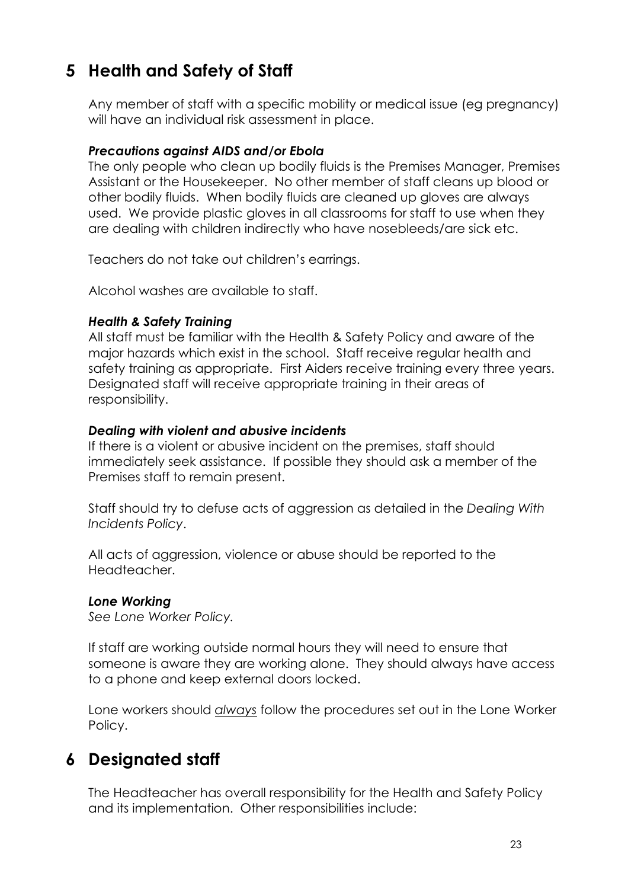# 5 Health and Safety of Staff

Any member of staff with a specific mobility or medical issue (eg pregnancy) will have an individual risk assessment in place.

***Precautions against AIDS and/or Ebola***

The only people who clean up bodily fluids is the Premises Manager, Premises Assistant or the Housekeeper. No other member of staff cleans up blood or other bodily fluids. When bodily fluids are cleaned up gloves are always used. We provide plastic gloves in all classrooms for staff to use when they are dealing with children indirectly who have nosebleeds/are sick etc.

Teachers do not take out children's earrings.

Alcohol washes are available to staff.

***Health & Safety Training***

All staff must be familiar with the Health & Safety Policy and aware of the major hazards which exist in the school. Staff receive regular health and safety training as appropriate. First Aiders receive training every three years. Designated staff will receive appropriate training in their areas of responsibility.

***Dealing with violent and abusive incidents***

If there is a violent or abusive incident on the premises, staff should immediately seek assistance. If possible they should ask a member of the Premises staff to remain present.

Staff should try to defuse acts of aggression as detailed in the *Dealing With Incidents Policy*.

All acts of aggression, violence or abuse should be reported to the Headteacher.

***Lone Working***

*See Lone Worker Policy.*

If staff are working outside normal hours they will need to ensure that someone is aware they are working alone. They should always have access to a phone and keep external doors locked.

Lone workers should *always* follow the procedures set out in the Lone Worker Policy.

# 6 Designated staff

The Headteacher has overall responsibility for the Health and Safety Policy and its implementation. Other responsibilities include: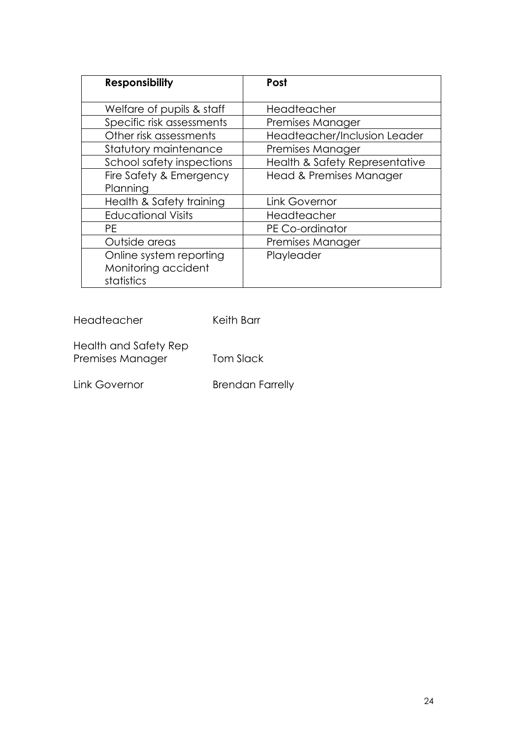| **Responsibility** | **Post** |
|---|---|
| Welfare of pupils & staff | Headteacher |
| Specific risk assessments | Premises Manager |
| Other risk assessments | Headteacher/Inclusion Leader |
| Statutory maintenance | Premises Manager |
| School safety inspections | Health & Safety Representative |
| Fire Safety & Emergency Planning | Head & Premises Manager |
| Health & Safety training | Link Governor |
| Educational Visits | Headteacher |
| PE | PE Co-ordinator |
| Outside areas | Premises Manager |
| Online system reporting Monitoring accident statistics | Playleader |

Headteacher Keith Barr

Health and Safety Rep
Premises Manager Tom Slack

Link Governor Brendan Farrelly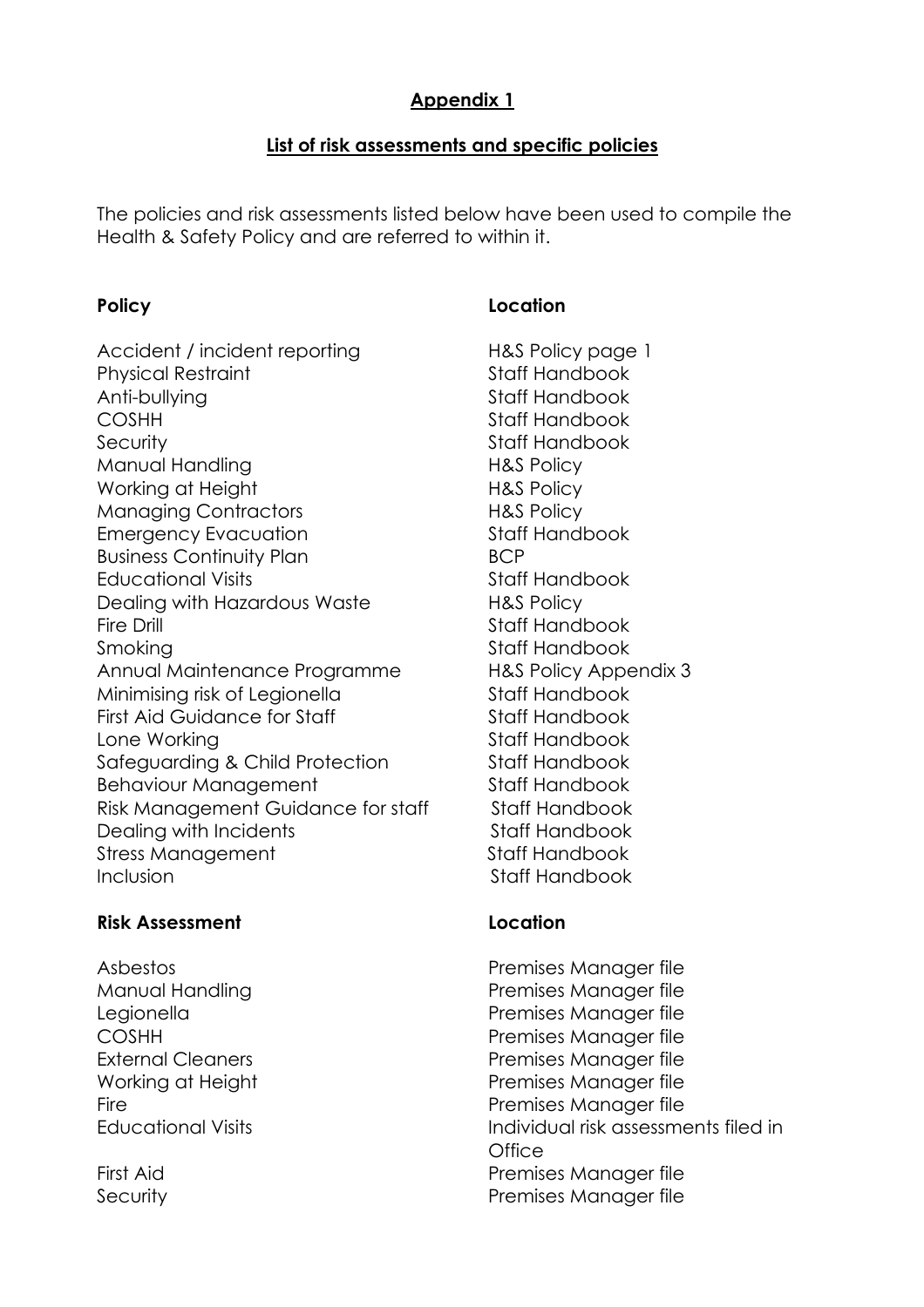## Appendix 1

## List of risk assessments and specific policies

The policies and risk assessments listed below have been used to compile the Health & Safety Policy and are referred to within it.

| Policy | Location |
|---|---|
| Accident / incident reporting | H&S Policy page 1 |
| Physical Restraint | Staff Handbook |
| Anti-bullying | Staff Handbook |
| COSHH | Staff Handbook |
| Security | Staff Handbook |
| Manual Handling | H&S Policy |
| Working at Height | H&S Policy |
| Managing Contractors | H&S Policy |
| Emergency Evacuation | Staff Handbook |
| Business Continuity Plan | BCP |
| Educational Visits | Staff Handbook |
| Dealing with Hazardous Waste | H&S Policy |
| Fire Drill | Staff Handbook |
| Smoking | Staff Handbook |
| Annual Maintenance Programme | H&S Policy Appendix 3 |
| Minimising risk of Legionella | Staff Handbook |
| First Aid Guidance for Staff | Staff Handbook |
| Lone Working | Staff Handbook |
| Safeguarding & Child Protection | Staff Handbook |
| Behaviour Management | Staff Handbook |
| Risk Management Guidance for staff | Staff Handbook |
| Dealing with Incidents | Staff Handbook |
| Stress Management | Staff Handbook |
| Inclusion | Staff Handbook |

| Risk Assessment | Location |
|---|---|
| Asbestos | Premises Manager file |
| Manual Handling | Premises Manager file |
| Legionella | Premises Manager file |
| COSHH | Premises Manager file |
| External Cleaners | Premises Manager file |
| Working at Height | Premises Manager file |
| Fire | Premises Manager file |
| Educational Visits | Individual risk assessments filed in Office |
| First Aid | Premises Manager file |
| Security | Premises Manager file |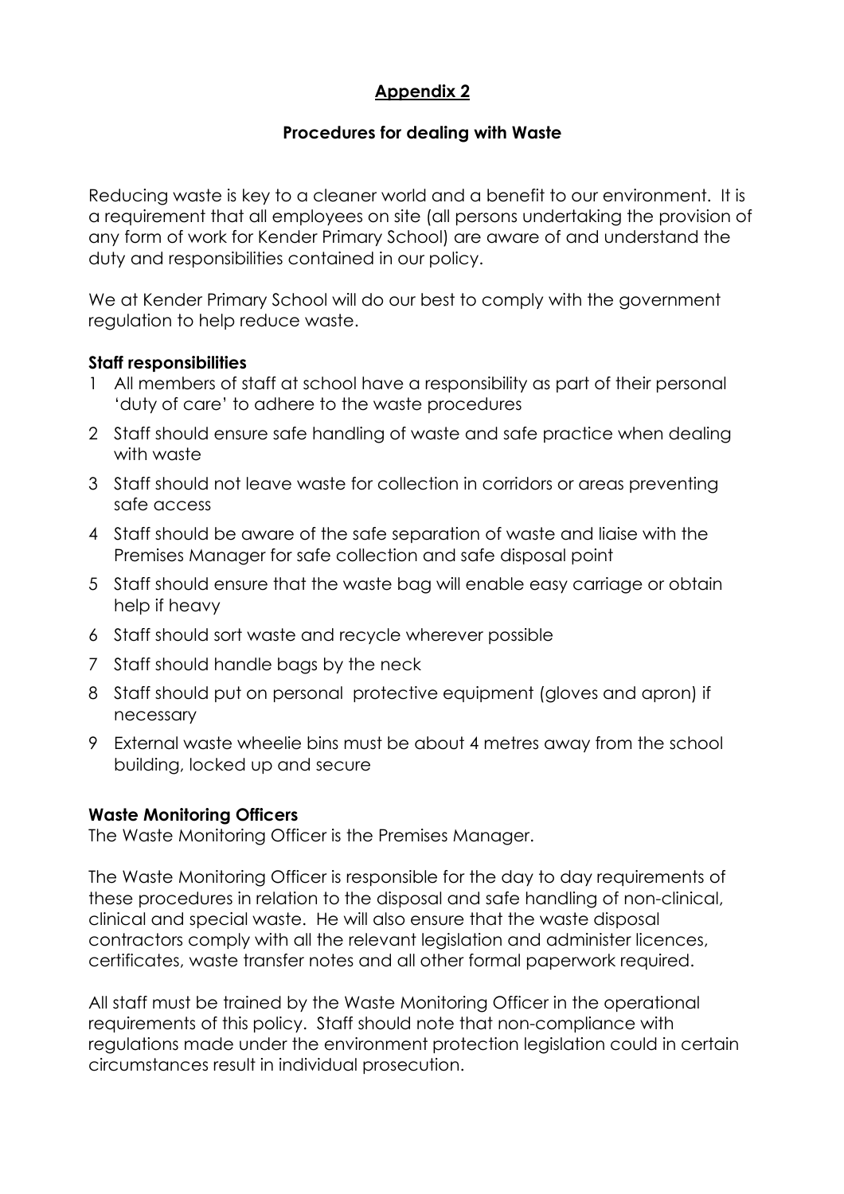## Appendix 2

### Procedures for dealing with Waste

Reducing waste is key to a cleaner world and a benefit to our environment. It is a requirement that all employees on site (all persons undertaking the provision of any form of work for Kender Primary School) are aware of and understand the duty and responsibilities contained in our policy.

We at Kender Primary School will do our best to comply with the government regulation to help reduce waste.

**Staff responsibilities**

1. All members of staff at school have a responsibility as part of their personal 'duty of care' to adhere to the waste procedures
2. Staff should ensure safe handling of waste and safe practice when dealing with waste
3. Staff should not leave waste for collection in corridors or areas preventing safe access
4. Staff should be aware of the safe separation of waste and liaise with the Premises Manager for safe collection and safe disposal point
5. Staff should ensure that the waste bag will enable easy carriage or obtain help if heavy
6. Staff should sort waste and recycle wherever possible
7. Staff should handle bags by the neck
8. Staff should put on personal protective equipment (gloves and apron) if necessary
9. External waste wheelie bins must be about 4 metres away from the school building, locked up and secure

**Waste Monitoring Officers**

The Waste Monitoring Officer is the Premises Manager.

The Waste Monitoring Officer is responsible for the day to day requirements of these procedures in relation to the disposal and safe handling of non-clinical, clinical and special waste. He will also ensure that the waste disposal contractors comply with all the relevant legislation and administer licences, certificates, waste transfer notes and all other formal paperwork required.

All staff must be trained by the Waste Monitoring Officer in the operational requirements of this policy. Staff should note that non-compliance with regulations made under the environment protection legislation could in certain circumstances result in individual prosecution.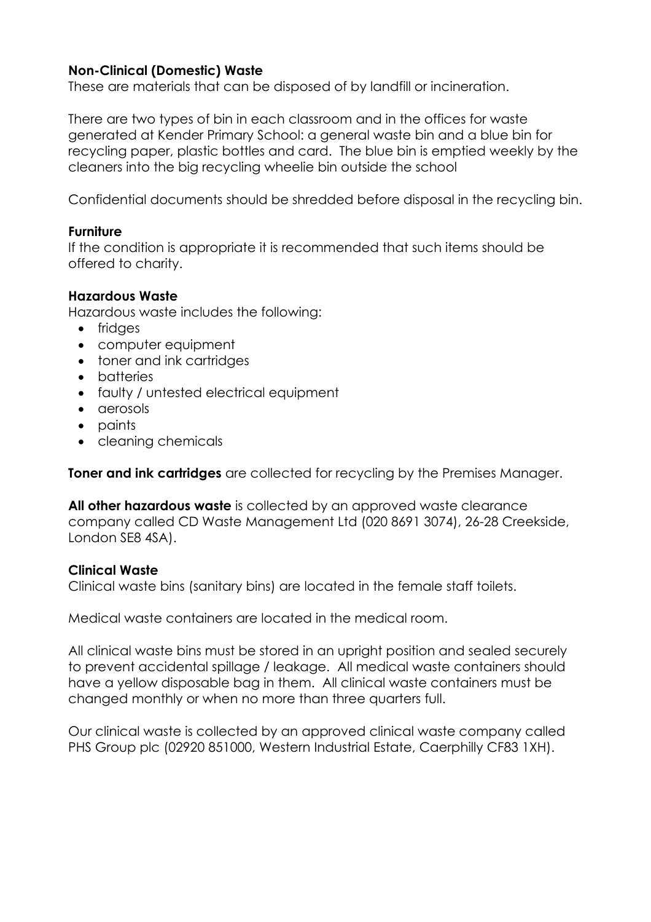**Non-Clinical (Domestic) Waste**

These are materials that can be disposed of by landfill or incineration.

There are two types of bin in each classroom and in the offices for waste generated at Kender Primary School: a general waste bin and a blue bin for recycling paper, plastic bottles and card. The blue bin is emptied weekly by the cleaners into the big recycling wheelie bin outside the school

Confidential documents should be shredded before disposal in the recycling bin.

**Furniture**

If the condition is appropriate it is recommended that such items should be offered to charity.

**Hazardous Waste**

Hazardous waste includes the following:

- fridges
- computer equipment
- toner and ink cartridges
- batteries
- faulty / untested electrical equipment
- aerosols
- paints
- cleaning chemicals

**Toner and ink cartridges** are collected for recycling by the Premises Manager.

**All other hazardous waste** is collected by an approved waste clearance company called CD Waste Management Ltd (020 8691 3074), 26-28 Creekside, London SE8 4SA).

**Clinical Waste**

Clinical waste bins (sanitary bins) are located in the female staff toilets.

Medical waste containers are located in the medical room.

All clinical waste bins must be stored in an upright position and sealed securely to prevent accidental spillage / leakage. All medical waste containers should have a yellow disposable bag in them. All clinical waste containers must be changed monthly or when no more than three quarters full.

Our clinical waste is collected by an approved clinical waste company called PHS Group plc (02920 851000, Western Industrial Estate, Caerphilly CF83 1XH).